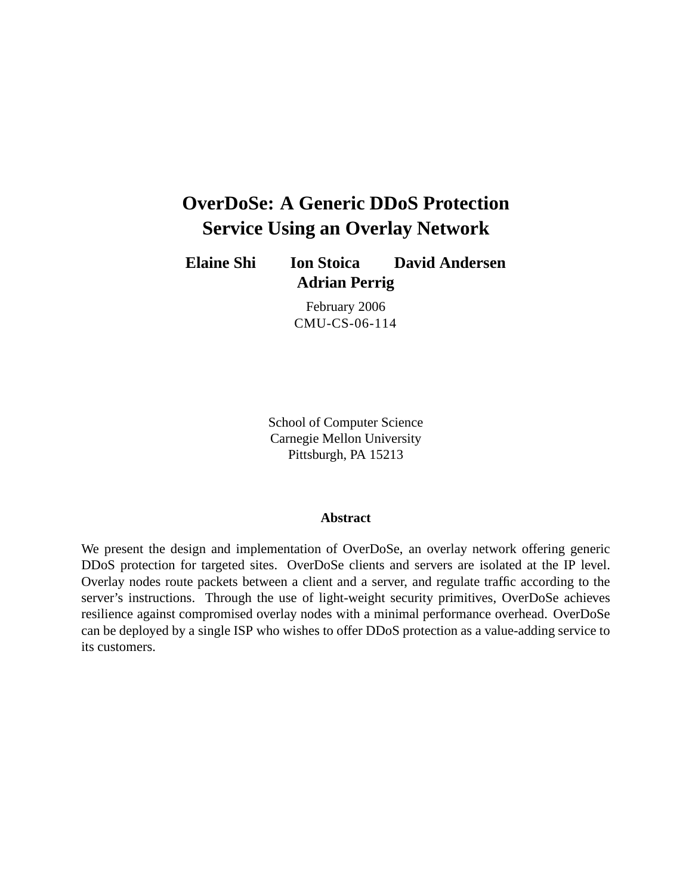# OverDoSe: A Generic DDoS Protection Service Using an Overlay Network

**Elaine Shi Ion Stoica David Andersen Adrian Perrig**

February 2006
CMU-CS-06-114

School of Computer Science
Carnegie Mellon University
Pittsburgh, PA 15213

### Abstract

We present the design and implementation of OverDoSe, an overlay network offering generic DDoS protection for targeted sites. OverDoSe clients and servers are isolated at the IP level. Overlay nodes route packets between a client and a server, and regulate traffic according to the server's instructions. Through the use of light-weight security primitives, OverDoSe achieves resilience against compromised overlay nodes with a minimal performance overhead. OverDoSe can be deployed by a single ISP who wishes to offer DDoS protection as a value-adding service to its customers.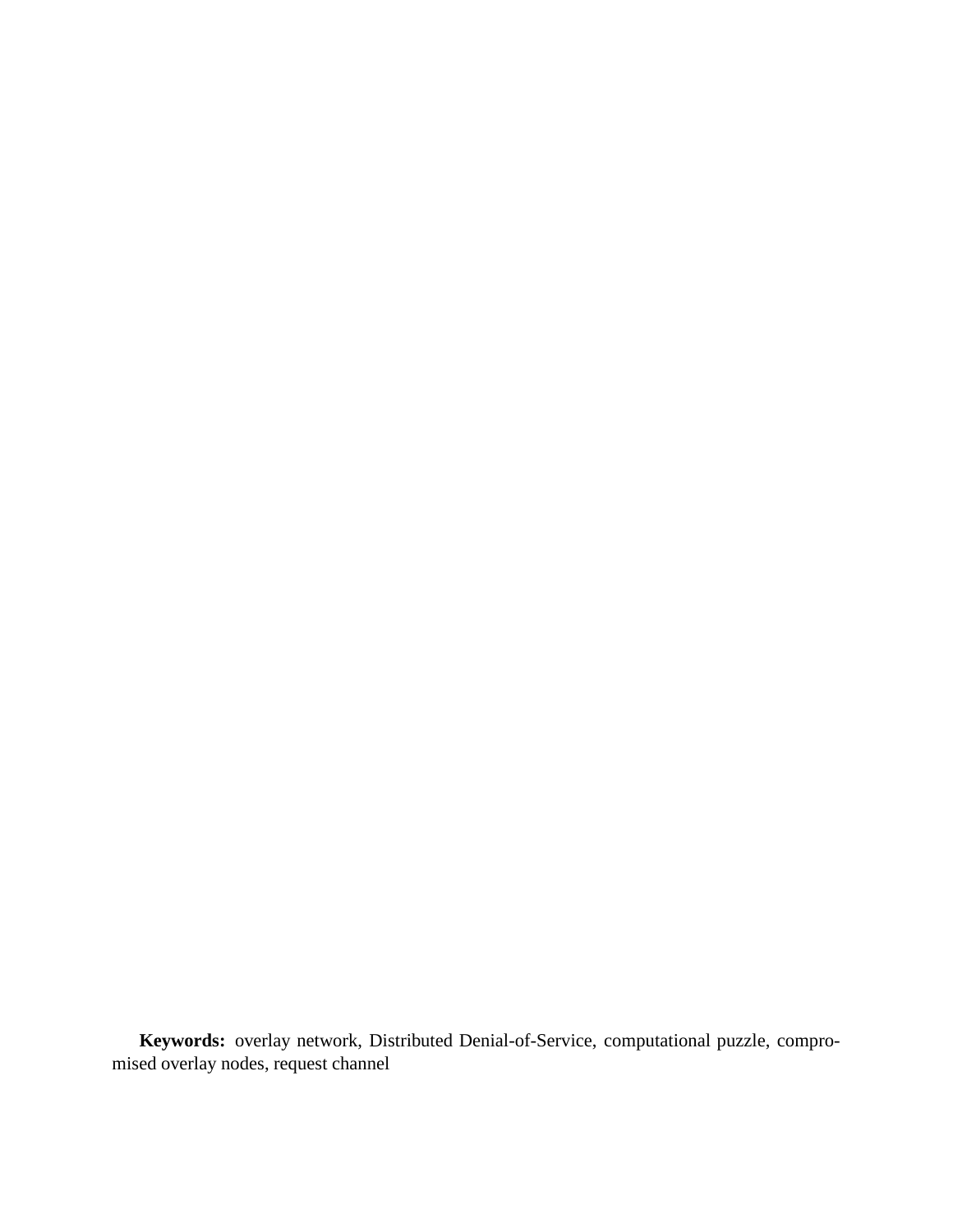**Keywords:** overlay network, Distributed Denial-of-Service, computational puzzle, compromised overlay nodes, request channel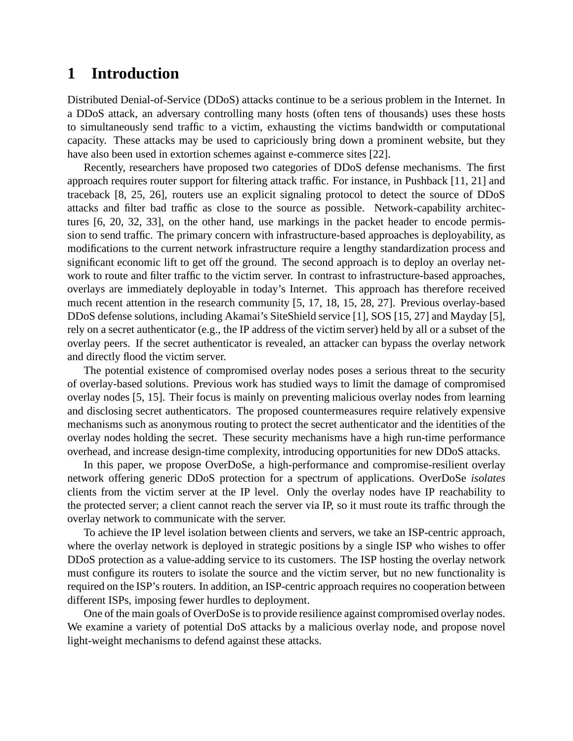# 1 Introduction

Distributed Denial-of-Service (DDoS) attacks continue to be a serious problem in the Internet. In a DDoS attack, an adversary controlling many hosts (often tens of thousands) uses these hosts to simultaneously send traffic to a victim, exhausting the victims bandwidth or computational capacity. These attacks may be used to capriciously bring down a prominent website, but they have also been used in extortion schemes against e-commerce sites [22].

Recently, researchers have proposed two categories of DDoS defense mechanisms. The first approach requires router support for filtering attack traffic. For instance, in Pushback [11, 21] and traceback [8, 25, 26], routers use an explicit signaling protocol to detect the source of DDoS attacks and filter bad traffic as close to the source as possible. Network-capability architectures [6, 20, 32, 33], on the other hand, use markings in the packet header to encode permission to send traffic. The primary concern with infrastructure-based approaches is deployability, as modifications to the current network infrastructure require a lengthy standardization process and significant economic lift to get off the ground. The second approach is to deploy an overlay network to route and filter traffic to the victim server. In contrast to infrastructure-based approaches, overlays are immediately deployable in today's Internet. This approach has therefore received much recent attention in the research community [5, 17, 18, 15, 28, 27]. Previous overlay-based DDoS defense solutions, including Akamai's SiteShield service [1], SOS [15, 27] and Mayday [5], rely on a secret authenticator (e.g., the IP address of the victim server) held by all or a subset of the overlay peers. If the secret authenticator is revealed, an attacker can bypass the overlay network and directly flood the victim server.

The potential existence of compromised overlay nodes poses a serious threat to the security of overlay-based solutions. Previous work has studied ways to limit the damage of compromised overlay nodes [5, 15]. Their focus is mainly on preventing malicious overlay nodes from learning and disclosing secret authenticators. The proposed countermeasures require relatively expensive mechanisms such as anonymous routing to protect the secret authenticator and the identities of the overlay nodes holding the secret. These security mechanisms have a high run-time performance overhead, and increase design-time complexity, introducing opportunities for new DDoS attacks.

In this paper, we propose OverDoSe, a high-performance and compromise-resilient overlay network offering generic DDoS protection for a spectrum of applications. OverDoSe *isolates* clients from the victim server at the IP level. Only the overlay nodes have IP reachability to the protected server; a client cannot reach the server via IP, so it must route its traffic through the overlay network to communicate with the server.

To achieve the IP level isolation between clients and servers, we take an ISP-centric approach, where the overlay network is deployed in strategic positions by a single ISP who wishes to offer DDoS protection as a value-adding service to its customers. The ISP hosting the overlay network must configure its routers to isolate the source and the victim server, but no new functionality is required on the ISP's routers. In addition, an ISP-centric approach requires no cooperation between different ISPs, imposing fewer hurdles to deployment.

One of the main goals of OverDoSe is to provide resilience against compromised overlay nodes. We examine a variety of potential DoS attacks by a malicious overlay node, and propose novel light-weight mechanisms to defend against these attacks.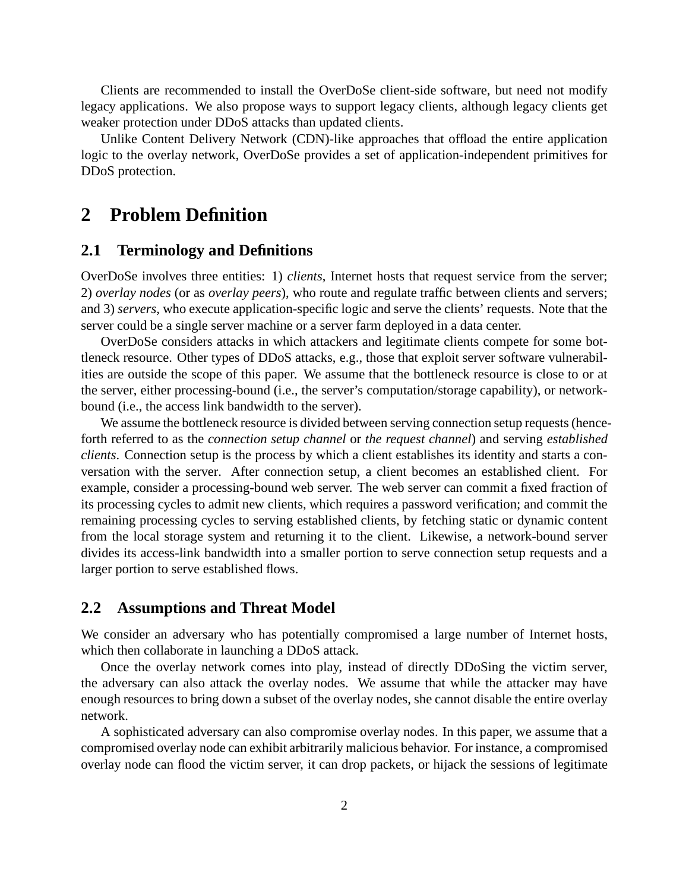Clients are recommended to install the OverDoSe client-side software, but need not modify legacy applications. We also propose ways to support legacy clients, although legacy clients get weaker protection under DDoS attacks than updated clients.

Unlike Content Delivery Network (CDN)-like approaches that offload the entire application logic to the overlay network, OverDoSe provides a set of application-independent primitives for DDoS protection.

# 2 Problem Definition

## 2.1 Terminology and Definitions

OverDoSe involves three entities: 1) *clients*, Internet hosts that request service from the server; 2) *overlay nodes* (or as *overlay peers*), who route and regulate traffic between clients and servers; and 3) *servers*, who execute application-specific logic and serve the clients' requests. Note that the server could be a single server machine or a server farm deployed in a data center.

OverDoSe considers attacks in which attackers and legitimate clients compete for some bottleneck resource. Other types of DDoS attacks, e.g., those that exploit server software vulnerabilities are outside the scope of this paper. We assume that the bottleneck resource is close to or at the server, either processing-bound (i.e., the server's computation/storage capability), or network-bound (i.e., the access link bandwidth to the server).

We assume the bottleneck resource is divided between serving connection setup requests (henceforth referred to as the *connection setup channel* or *the request channel*) and serving *established clients*. Connection setup is the process by which a client establishes its identity and starts a conversation with the server. After connection setup, a client becomes an established client. For example, consider a processing-bound web server. The web server can commit a fixed fraction of its processing cycles to admit new clients, which requires a password verification; and commit the remaining processing cycles to serving established clients, by fetching static or dynamic content from the local storage system and returning it to the client. Likewise, a network-bound server divides its access-link bandwidth into a smaller portion to serve connection setup requests and a larger portion to serve established flows.

## 2.2 Assumptions and Threat Model

We consider an adversary who has potentially compromised a large number of Internet hosts, which then collaborate in launching a DDoS attack.

Once the overlay network comes into play, instead of directly DDoSing the victim server, the adversary can also attack the overlay nodes. We assume that while the attacker may have enough resources to bring down a subset of the overlay nodes, she cannot disable the entire overlay network.

A sophisticated adversary can also compromise overlay nodes. In this paper, we assume that a compromised overlay node can exhibit arbitrarily malicious behavior. For instance, a compromised overlay node can flood the victim server, it can drop packets, or hijack the sessions of legitimate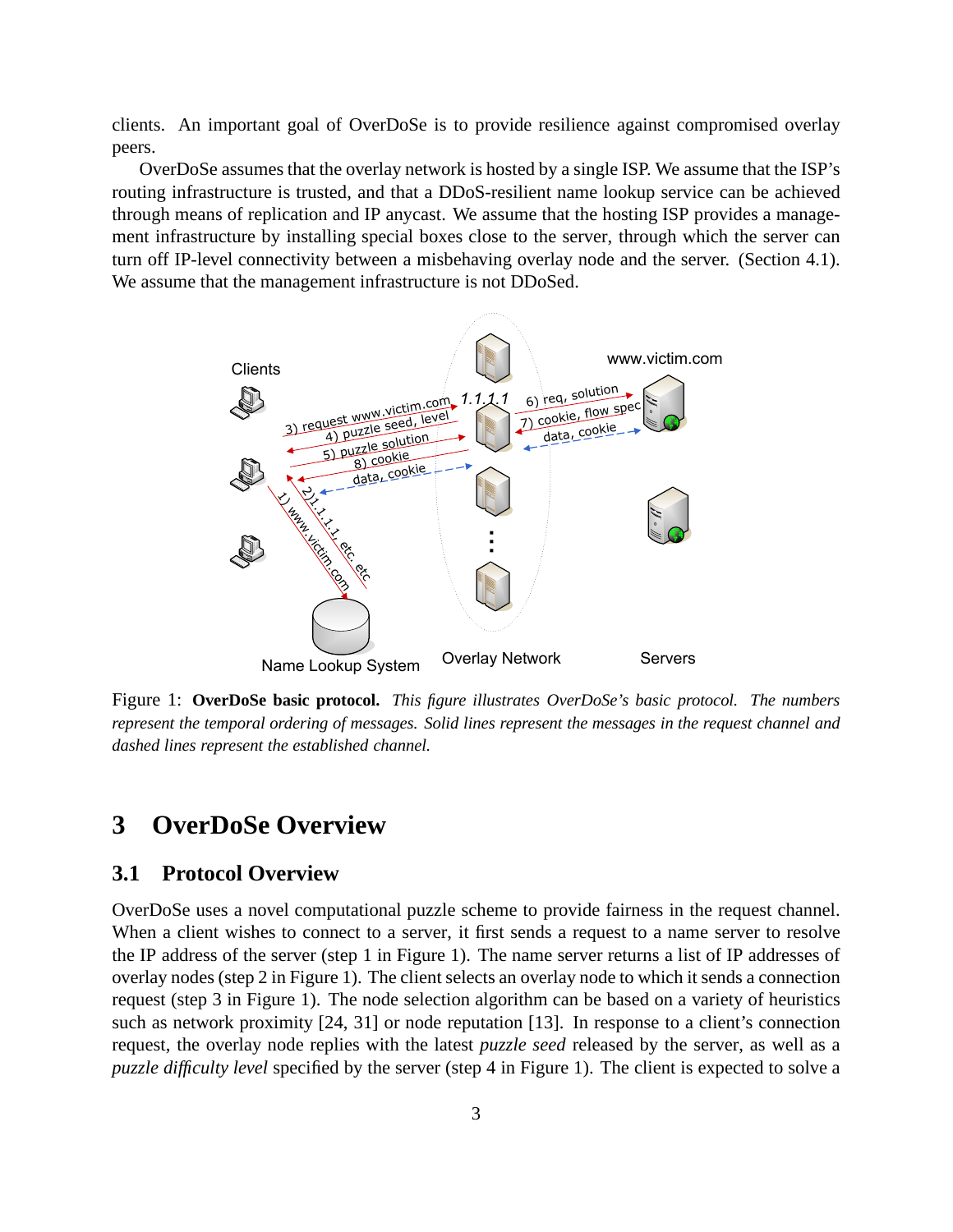clients. An important goal of OverDoSe is to provide resilience against compromised overlay peers.

OverDoSe assumes that the overlay network is hosted by a single ISP. We assume that the ISP's routing infrastructure is trusted, and that a DDoS-resilient name lookup service can be achieved through means of replication and IP anycast. We assume that the hosting ISP provides a management infrastructure by installing special boxes close to the server, through which the server can turn off IP-level connectivity between a misbehaving overlay node and the server. (Section 4.1). We assume that the management infrastructure is not DDoSed.

Figure 1: **OverDoSe basic protocol.** *This figure illustrates OverDoSe's basic protocol. The numbers represent the temporal ordering of messages. Solid lines represent the messages in the request channel and dashed lines represent the established channel.*

# 3 OverDoSe Overview

## 3.1 Protocol Overview

OverDoSe uses a novel computational puzzle scheme to provide fairness in the request channel. When a client wishes to connect to a server, it first sends a request to a name server to resolve the IP address of the server (step 1 in Figure 1). The name server returns a list of IP addresses of overlay nodes (step 2 in Figure 1). The client selects an overlay node to which it sends a connection request (step 3 in Figure 1). The node selection algorithm can be based on a variety of heuristics such as network proximity [24, 31] or node reputation [13]. In response to a client's connection request, the overlay node replies with the latest *puzzle seed* released by the server, as well as a *puzzle difficulty level* specified by the server (step 4 in Figure 1). The client is expected to solve a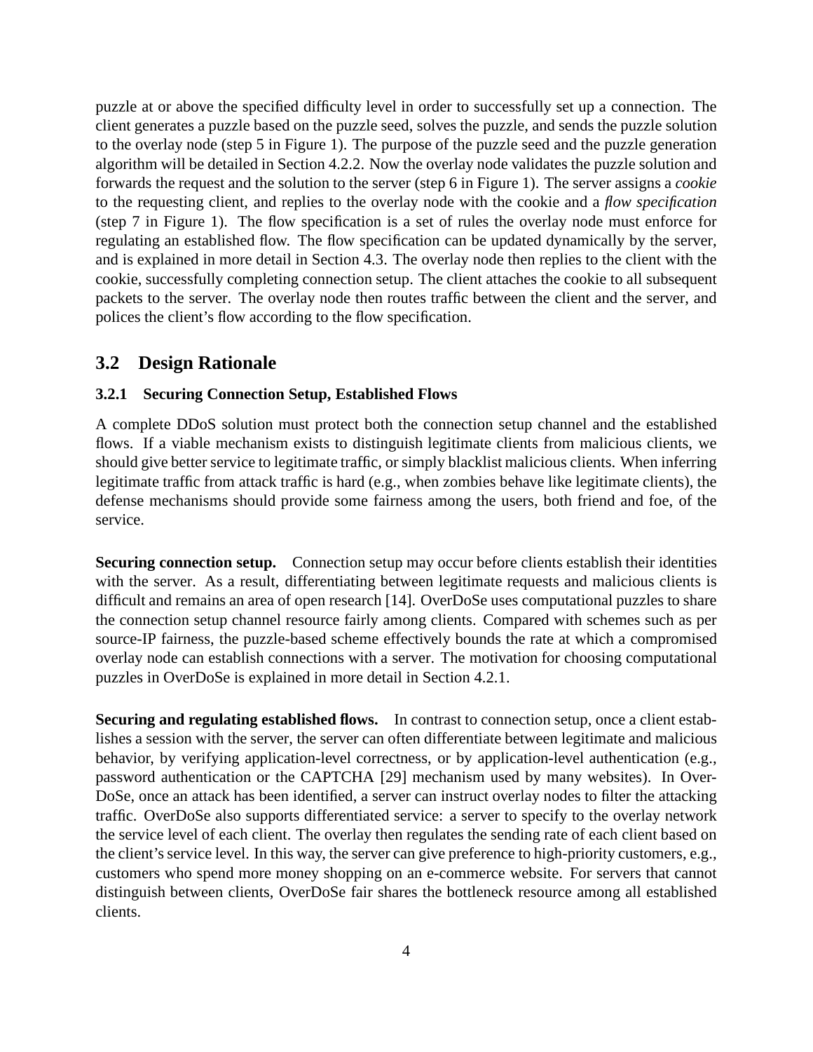puzzle at or above the specified difficulty level in order to successfully set up a connection. The client generates a puzzle based on the puzzle seed, solves the puzzle, and sends the puzzle solution to the overlay node (step 5 in Figure 1). The purpose of the puzzle seed and the puzzle generation algorithm will be detailed in Section 4.2.2. Now the overlay node validates the puzzle solution and forwards the request and the solution to the server (step 6 in Figure 1). The server assigns a *cookie* to the requesting client, and replies to the overlay node with the cookie and a *flow specification* (step 7 in Figure 1). The flow specification is a set of rules the overlay node must enforce for regulating an established flow. The flow specification can be updated dynamically by the server, and is explained in more detail in Section 4.3. The overlay node then replies to the client with the cookie, successfully completing connection setup. The client attaches the cookie to all subsequent packets to the server. The overlay node then routes traffic between the client and the server, and polices the client's flow according to the flow specification.

## 3.2 Design Rationale

### 3.2.1 Securing Connection Setup, Established Flows

A complete DDoS solution must protect both the connection setup channel and the established flows. If a viable mechanism exists to distinguish legitimate clients from malicious clients, we should give better service to legitimate traffic, or simply blacklist malicious clients. When inferring legitimate traffic from attack traffic is hard (e.g., when zombies behave like legitimate clients), the defense mechanisms should provide some fairness among the users, both friend and foe, of the service.

**Securing connection setup.** Connection setup may occur before clients establish their identities with the server. As a result, differentiating between legitimate requests and malicious clients is difficult and remains an area of open research [14]. OverDoSe uses computational puzzles to share the connection setup channel resource fairly among clients. Compared with schemes such as per source-IP fairness, the puzzle-based scheme effectively bounds the rate at which a compromised overlay node can establish connections with a server. The motivation for choosing computational puzzles in OverDoSe is explained in more detail in Section 4.2.1.

**Securing and regulating established flows.** In contrast to connection setup, once a client establishes a session with the server, the server can often differentiate between legitimate and malicious behavior, by verifying application-level correctness, or by application-level authentication (e.g., password authentication or the CAPTCHA [29] mechanism used by many websites). In OverDoSe, once an attack has been identified, a server can instruct overlay nodes to filter the attacking traffic. OverDoSe also supports differentiated service: a server to specify to the overlay network the service level of each client. The overlay then regulates the sending rate of each client based on the client's service level. In this way, the server can give preference to high-priority customers, e.g., customers who spend more money shopping on an e-commerce website. For servers that cannot distinguish between clients, OverDoSe fair shares the bottleneck resource among all established clients.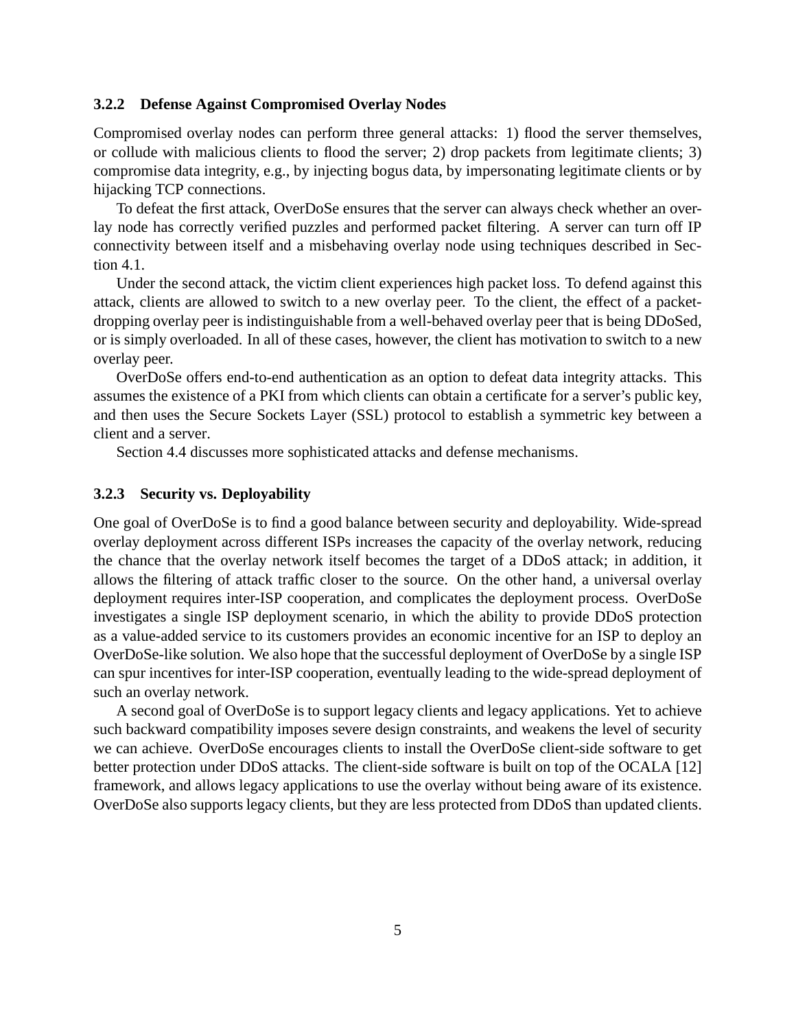### 3.2.2 Defense Against Compromised Overlay Nodes

Compromised overlay nodes can perform three general attacks: 1) flood the server themselves, or collude with malicious clients to flood the server; 2) drop packets from legitimate clients; 3) compromise data integrity, e.g., by injecting bogus data, by impersonating legitimate clients or by hijacking TCP connections.

To defeat the first attack, OverDoSe ensures that the server can always check whether an overlay node has correctly verified puzzles and performed packet filtering. A server can turn off IP connectivity between itself and a misbehaving overlay node using techniques described in Section 4.1.

Under the second attack, the victim client experiences high packet loss. To defend against this attack, clients are allowed to switch to a new overlay peer. To the client, the effect of a packet-dropping overlay peer is indistinguishable from a well-behaved overlay peer that is being DDoSed, or is simply overloaded. In all of these cases, however, the client has motivation to switch to a new overlay peer.

OverDoSe offers end-to-end authentication as an option to defeat data integrity attacks. This assumes the existence of a PKI from which clients can obtain a certificate for a server's public key, and then uses the Secure Sockets Layer (SSL) protocol to establish a symmetric key between a client and a server.

Section 4.4 discusses more sophisticated attacks and defense mechanisms.

### 3.2.3 Security vs. Deployability

One goal of OverDoSe is to find a good balance between security and deployability. Wide-spread overlay deployment across different ISPs increases the capacity of the overlay network, reducing the chance that the overlay network itself becomes the target of a DDoS attack; in addition, it allows the filtering of attack traffic closer to the source. On the other hand, a universal overlay deployment requires inter-ISP cooperation, and complicates the deployment process. OverDoSe investigates a single ISP deployment scenario, in which the ability to provide DDoS protection as a value-added service to its customers provides an economic incentive for an ISP to deploy an OverDoSe-like solution. We also hope that the successful deployment of OverDoSe by a single ISP can spur incentives for inter-ISP cooperation, eventually leading to the wide-spread deployment of such an overlay network.

A second goal of OverDoSe is to support legacy clients and legacy applications. Yet to achieve such backward compatibility imposes severe design constraints, and weakens the level of security we can achieve. OverDoSe encourages clients to install the OverDoSe client-side software to get better protection under DDoS attacks. The client-side software is built on top of the OCALA [12] framework, and allows legacy applications to use the overlay without being aware of its existence. OverDoSe also supports legacy clients, but they are less protected from DDoS than updated clients.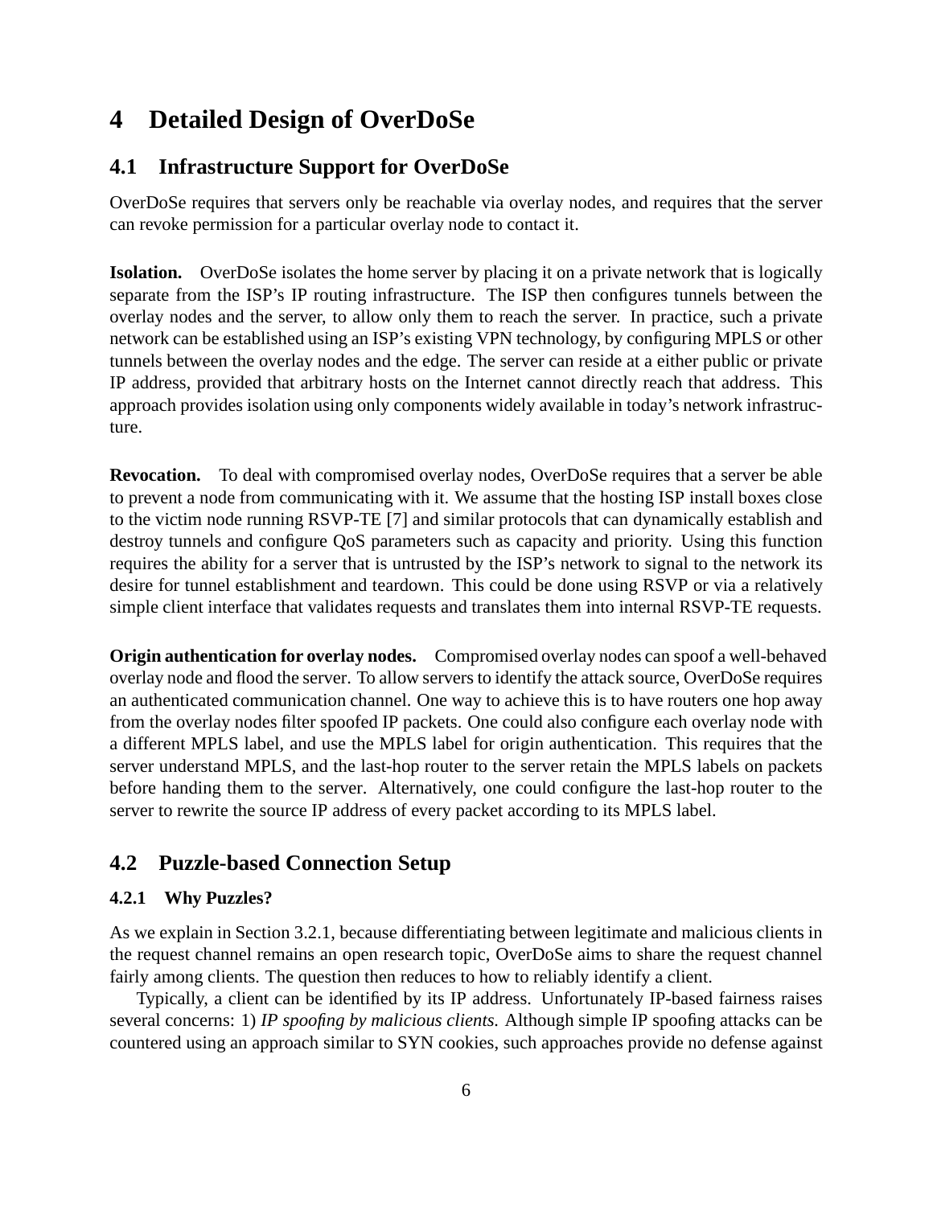# 4 Detailed Design of OverDoSe

## 4.1 Infrastructure Support for OverDoSe

OverDoSe requires that servers only be reachable via overlay nodes, and requires that the server can revoke permission for a particular overlay node to contact it.

**Isolation.** OverDoSe isolates the home server by placing it on a private network that is logically separate from the ISP's IP routing infrastructure. The ISP then configures tunnels between the overlay nodes and the server, to allow only them to reach the server. In practice, such a private network can be established using an ISP's existing VPN technology, by configuring MPLS or other tunnels between the overlay nodes and the edge. The server can reside at a either public or private IP address, provided that arbitrary hosts on the Internet cannot directly reach that address. This approach provides isolation using only components widely available in today's network infrastructure.

**Revocation.** To deal with compromised overlay nodes, OverDoSe requires that a server be able to prevent a node from communicating with it. We assume that the hosting ISP install boxes close to the victim node running RSVP-TE [7] and similar protocols that can dynamically establish and destroy tunnels and configure QoS parameters such as capacity and priority. Using this function requires the ability for a server that is untrusted by the ISP's network to signal to the network its desire for tunnel establishment and teardown. This could be done using RSVP or via a relatively simple client interface that validates requests and translates them into internal RSVP-TE requests.

**Origin authentication for overlay nodes.** Compromised overlay nodes can spoof a well-behaved overlay node and flood the server. To allow servers to identify the attack source, OverDoSe requires an authenticated communication channel. One way to achieve this is to have routers one hop away from the overlay nodes filter spoofed IP packets. One could also configure each overlay node with a different MPLS label, and use the MPLS label for origin authentication. This requires that the server understand MPLS, and the last-hop router to the server retain the MPLS labels on packets before handing them to the server. Alternatively, one could configure the last-hop router to the server to rewrite the source IP address of every packet according to its MPLS label.

## 4.2 Puzzle-based Connection Setup

### 4.2.1 Why Puzzles?

As we explain in Section 3.2.1, because differentiating between legitimate and malicious clients in the request channel remains an open research topic, OverDoSe aims to share the request channel fairly among clients. The question then reduces to how to reliably identify a client.

Typically, a client can be identified by its IP address. Unfortunately IP-based fairness raises several concerns: 1) *IP spoofing by malicious clients.* Although simple IP spoofing attacks can be countered using an approach similar to SYN cookies, such approaches provide no defense against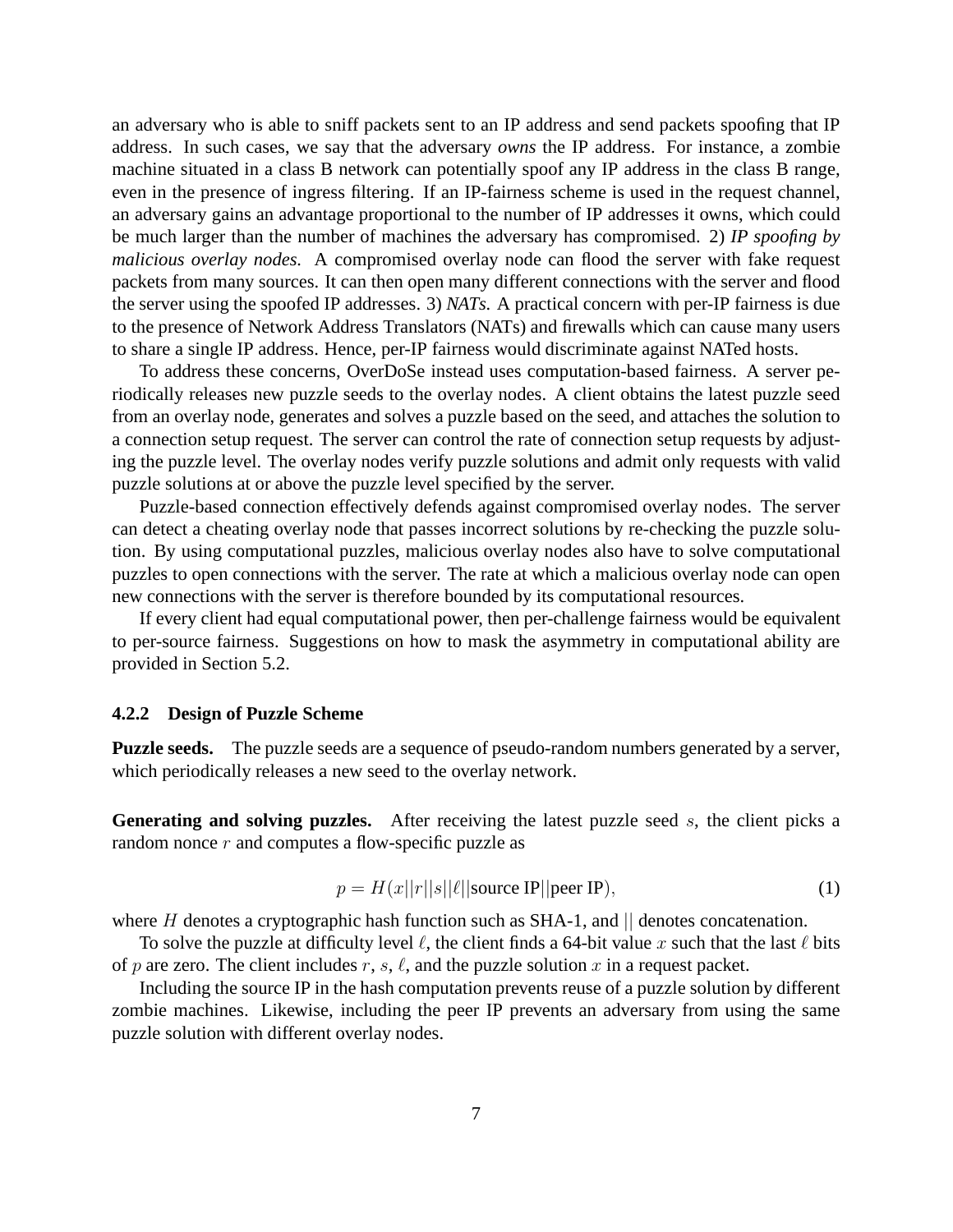an adversary who is able to sniff packets sent to an IP address and send packets spoofing that IP address. In such cases, we say that the adversary *owns* the IP address. For instance, a zombie machine situated in a class B network can potentially spoof any IP address in the class B range, even in the presence of ingress filtering. If an IP-fairness scheme is used in the request channel, an adversary gains an advantage proportional to the number of IP addresses it owns, which could be much larger than the number of machines the adversary has compromised. 2) *IP spoofing by malicious overlay nodes.* A compromised overlay node can flood the server with fake request packets from many sources. It can then open many different connections with the server and flood the server using the spoofed IP addresses. 3) *NATs.* A practical concern with per-IP fairness is due to the presence of Network Address Translators (NATs) and firewalls which can cause many users to share a single IP address. Hence, per-IP fairness would discriminate against NATed hosts.

To address these concerns, OverDoSe instead uses computation-based fairness. A server periodically releases new puzzle seeds to the overlay nodes. A client obtains the latest puzzle seed from an overlay node, generates and solves a puzzle based on the seed, and attaches the solution to a connection setup request. The server can control the rate of connection setup requests by adjusting the puzzle level. The overlay nodes verify puzzle solutions and admit only requests with valid puzzle solutions at or above the puzzle level specified by the server.

Puzzle-based connection effectively defends against compromised overlay nodes. The server can detect a cheating overlay node that passes incorrect solutions by re-checking the puzzle solution. By using computational puzzles, malicious overlay nodes also have to solve computational puzzles to open connections with the server. The rate at which a malicious overlay node can open new connections with the server is therefore bounded by its computational resources.

If every client had equal computational power, then per-challenge fairness would be equivalent to per-source fairness. Suggestions on how to mask the asymmetry in computational ability are provided in Section 5.2.

#### 4.2.2 Design of Puzzle Scheme

**Puzzle seeds.** The puzzle seeds are a sequence of pseudo-random numbers generated by a server, which periodically releases a new seed to the overlay network.

**Generating and solving puzzles.** After receiving the latest puzzle seed $s$, the client picks a random nonce $r$ and computes a flow-specific puzzle as

$$p = H(x||r||s||\ell||\text{source IP}||\text{peer IP}), \tag{1}$$

where $H$ denotes a cryptographic hash function such as SHA-1, and $||$ denotes concatenation.

To solve the puzzle at difficulty level $\ell$, the client finds a 64-bit value $x$ such that the last $\ell$ bits of $p$ are zero. The client includes $r$, $s$, $\ell$, and the puzzle solution $x$ in a request packet.

Including the source IP in the hash computation prevents reuse of a puzzle solution by different zombie machines. Likewise, including the peer IP prevents an adversary from using the same puzzle solution with different overlay nodes.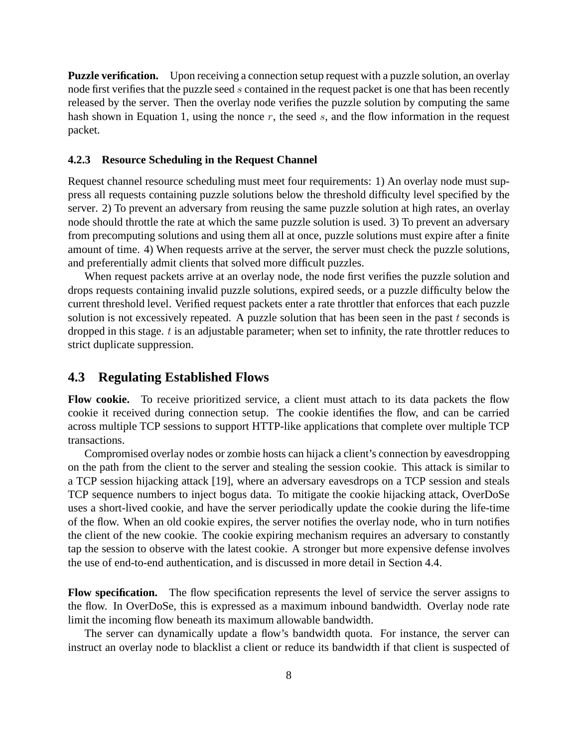**Puzzle verification.** Upon receiving a connection setup request with a puzzle solution, an overlay node first verifies that the puzzle seed $s$ contained in the request packet is one that has been recently released by the server. Then the overlay node verifies the puzzle solution by computing the same hash shown in Equation 1, using the nonce $r$, the seed $s$, and the flow information in the request packet.

### 4.2.3 Resource Scheduling in the Request Channel

Request channel resource scheduling must meet four requirements: 1) An overlay node must suppress all requests containing puzzle solutions below the threshold difficulty level specified by the server. 2) To prevent an adversary from reusing the same puzzle solution at high rates, an overlay node should throttle the rate at which the same puzzle solution is used. 3) To prevent an adversary from precomputing solutions and using them all at once, puzzle solutions must expire after a finite amount of time. 4) When requests arrive at the server, the server must check the puzzle solutions, and preferentially admit clients that solved more difficult puzzles.

When request packets arrive at an overlay node, the node first verifies the puzzle solution and drops requests containing invalid puzzle solutions, expired seeds, or a puzzle difficulty below the current threshold level. Verified request packets enter a rate throttler that enforces that each puzzle solution is not excessively repeated. A puzzle solution that has been seen in the past $t$ seconds is dropped in this stage. $t$ is an adjustable parameter; when set to infinity, the rate throttler reduces to strict duplicate suppression.

## 4.3 Regulating Established Flows

**Flow cookie.** To receive prioritized service, a client must attach to its data packets the flow cookie it received during connection setup. The cookie identifies the flow, and can be carried across multiple TCP sessions to support HTTP-like applications that complete over multiple TCP transactions.

Compromised overlay nodes or zombie hosts can hijack a client's connection by eavesdropping on the path from the client to the server and stealing the session cookie. This attack is similar to a TCP session hijacking attack [19], where an adversary eavesdrops on a TCP session and steals TCP sequence numbers to inject bogus data. To mitigate the cookie hijacking attack, OverDoSe uses a short-lived cookie, and have the server periodically update the cookie during the life-time of the flow. When an old cookie expires, the server notifies the overlay node, who in turn notifies the client of the new cookie. The cookie expiring mechanism requires an adversary to constantly tap the session to observe with the latest cookie. A stronger but more expensive defense involves the use of end-to-end authentication, and is discussed in more detail in Section 4.4.

**Flow specification.** The flow specification represents the level of service the server assigns to the flow. In OverDoSe, this is expressed as a maximum inbound bandwidth. Overlay node rate limit the incoming flow beneath its maximum allowable bandwidth.

The server can dynamically update a flow's bandwidth quota. For instance, the server can instruct an overlay node to blacklist a client or reduce its bandwidth if that client is suspected of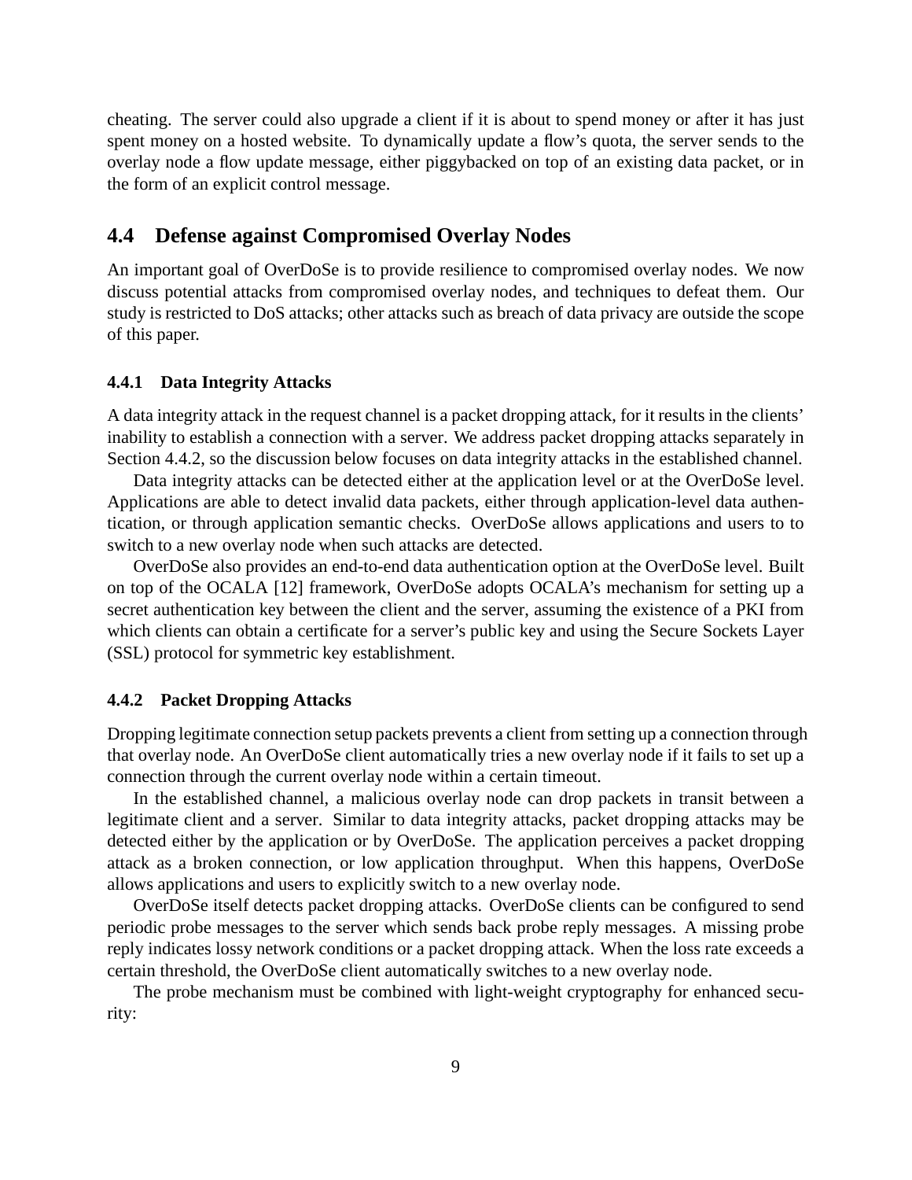cheating. The server could also upgrade a client if it is about to spend money or after it has just spent money on a hosted website. To dynamically update a flow's quota, the server sends to the overlay node a flow update message, either piggybacked on top of an existing data packet, or in the form of an explicit control message.

## 4.4 Defense against Compromised Overlay Nodes

An important goal of OverDoSe is to provide resilience to compromised overlay nodes. We now discuss potential attacks from compromised overlay nodes, and techniques to defeat them. Our study is restricted to DoS attacks; other attacks such as breach of data privacy are outside the scope of this paper.

### 4.4.1 Data Integrity Attacks

A data integrity attack in the request channel is a packet dropping attack, for it results in the clients' inability to establish a connection with a server. We address packet dropping attacks separately in Section 4.4.2, so the discussion below focuses on data integrity attacks in the established channel.

Data integrity attacks can be detected either at the application level or at the OverDoSe level. Applications are able to detect invalid data packets, either through application-level data authentication, or through application semantic checks. OverDoSe allows applications and users to to switch to a new overlay node when such attacks are detected.

OverDoSe also provides an end-to-end data authentication option at the OverDoSe level. Built on top of the OCALA [12] framework, OverDoSe adopts OCALA's mechanism for setting up a secret authentication key between the client and the server, assuming the existence of a PKI from which clients can obtain a certificate for a server's public key and using the Secure Sockets Layer (SSL) protocol for symmetric key establishment.

### 4.4.2 Packet Dropping Attacks

Dropping legitimate connection setup packets prevents a client from setting up a connection through that overlay node. An OverDoSe client automatically tries a new overlay node if it fails to set up a connection through the current overlay node within a certain timeout.

In the established channel, a malicious overlay node can drop packets in transit between a legitimate client and a server. Similar to data integrity attacks, packet dropping attacks may be detected either by the application or by OverDoSe. The application perceives a packet dropping attack as a broken connection, or low application throughput. When this happens, OverDoSe allows applications and users to explicitly switch to a new overlay node.

OverDoSe itself detects packet dropping attacks. OverDoSe clients can be configured to send periodic probe messages to the server which sends back probe reply messages. A missing probe reply indicates lossy network conditions or a packet dropping attack. When the loss rate exceeds a certain threshold, the OverDoSe client automatically switches to a new overlay node.

The probe mechanism must be combined with light-weight cryptography for enhanced security: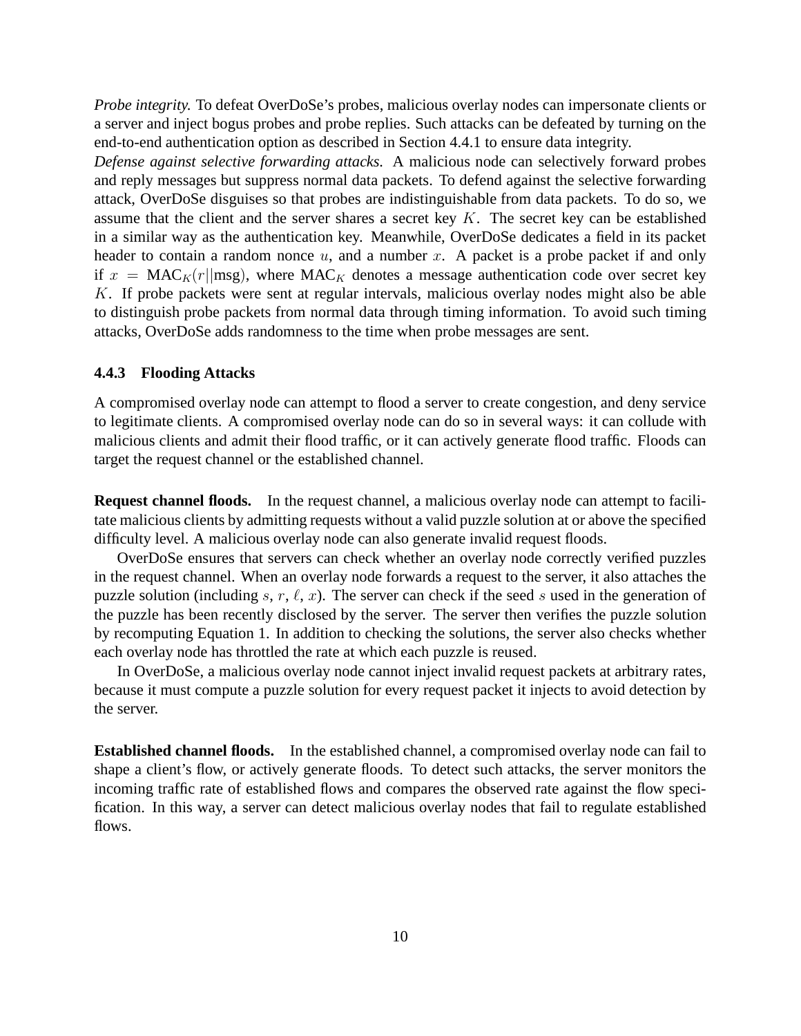*Probe integrity.* To defeat OverDoSe's probes, malicious overlay nodes can impersonate clients or a server and inject bogus probes and probe replies. Such attacks can be defeated by turning on the end-to-end authentication option as described in Section 4.4.1 to ensure data integrity.

*Defense against selective forwarding attacks.* A malicious node can selectively forward probes and reply messages but suppress normal data packets. To defend against the selective forwarding attack, OverDoSe disguises so that probes are indistinguishable from data packets. To do so, we assume that the client and the server shares a secret key $K$. The secret key can be established in a similar way as the authentication key. Meanwhile, OverDoSe dedicates a field in its packet header to contain a random nonce $u$, and a number $x$. A packet is a probe packet if and only if $x = \text{MAC}_K(r||\text{msg})$, where $\text{MAC}_K$ denotes a message authentication code over secret key $K$. If probe packets were sent at regular intervals, malicious overlay nodes might also be able to distinguish probe packets from normal data through timing information. To avoid such timing attacks, OverDoSe adds randomness to the time when probe messages are sent.

### 4.4.3 Flooding Attacks

A compromised overlay node can attempt to flood a server to create congestion, and deny service to legitimate clients. A compromised overlay node can do so in several ways: it can collude with malicious clients and admit their flood traffic, or it can actively generate flood traffic. Floods can target the request channel or the established channel.

**Request channel floods.** In the request channel, a malicious overlay node can attempt to facilitate malicious clients by admitting requests without a valid puzzle solution at or above the specified difficulty level. A malicious overlay node can also generate invalid request floods.

OverDoSe ensures that servers can check whether an overlay node correctly verified puzzles in the request channel. When an overlay node forwards a request to the server, it also attaches the puzzle solution (including $s$, $r$, $\ell$, $x$). The server can check if the seed $s$ used in the generation of the puzzle has been recently disclosed by the server. The server then verifies the puzzle solution by recomputing Equation 1. In addition to checking the solutions, the server also checks whether each overlay node has throttled the rate at which each puzzle is reused.

In OverDoSe, a malicious overlay node cannot inject invalid request packets at arbitrary rates, because it must compute a puzzle solution for every request packet it injects to avoid detection by the server.

**Established channel floods.** In the established channel, a compromised overlay node can fail to shape a client's flow, or actively generate floods. To detect such attacks, the server monitors the incoming traffic rate of established flows and compares the observed rate against the flow specification. In this way, a server can detect malicious overlay nodes that fail to regulate established flows.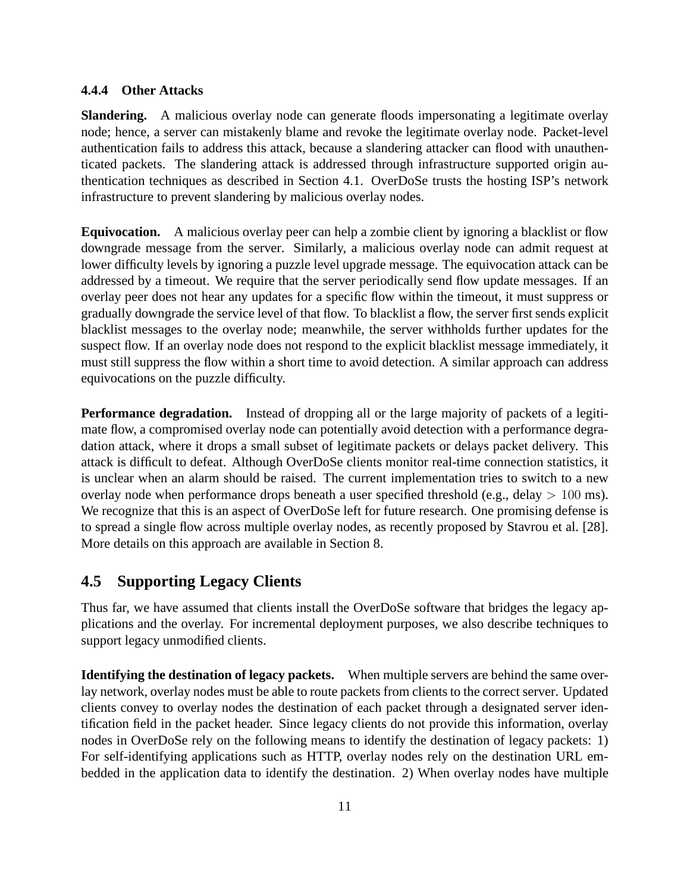#### 4.4.4 Other Attacks

**Slandering.** A malicious overlay node can generate floods impersonating a legitimate overlay node; hence, a server can mistakenly blame and revoke the legitimate overlay node. Packet-level authentication fails to address this attack, because a slandering attacker can flood with unauthenticated packets. The slandering attack is addressed through infrastructure supported origin authentication techniques as described in Section 4.1. OverDoSe trusts the hosting ISP's network infrastructure to prevent slandering by malicious overlay nodes.

**Equivocation.** A malicious overlay peer can help a zombie client by ignoring a blacklist or flow downgrade message from the server. Similarly, a malicious overlay node can admit request at lower difficulty levels by ignoring a puzzle level upgrade message. The equivocation attack can be addressed by a timeout. We require that the server periodically send flow update messages. If an overlay peer does not hear any updates for a specific flow within the timeout, it must suppress or gradually downgrade the service level of that flow. To blacklist a flow, the server first sends explicit blacklist messages to the overlay node; meanwhile, the server withholds further updates for the suspect flow. If an overlay node does not respond to the explicit blacklist message immediately, it must still suppress the flow within a short time to avoid detection. A similar approach can address equivocations on the puzzle difficulty.

**Performance degradation.** Instead of dropping all or the large majority of packets of a legitimate flow, a compromised overlay node can potentially avoid detection with a performance degradation attack, where it drops a small subset of legitimate packets or delays packet delivery. This attack is difficult to defeat. Although OverDoSe clients monitor real-time connection statistics, it is unclear when an alarm should be raised. The current implementation tries to switch to a new overlay node when performance drops beneath a user specified threshold (e.g., delay $> 100$ ms). We recognize that this is an aspect of OverDoSe left for future research. One promising defense is to spread a single flow across multiple overlay nodes, as recently proposed by Stavrou et al. [28]. More details on this approach are available in Section 8.

## 4.5 Supporting Legacy Clients

Thus far, we have assumed that clients install the OverDoSe software that bridges the legacy applications and the overlay. For incremental deployment purposes, we also describe techniques to support legacy unmodified clients.

**Identifying the destination of legacy packets.** When multiple servers are behind the same overlay network, overlay nodes must be able to route packets from clients to the correct server. Updated clients convey to overlay nodes the destination of each packet through a designated server identification field in the packet header. Since legacy clients do not provide this information, overlay nodes in OverDoSe rely on the following means to identify the destination of legacy packets: 1) For self-identifying applications such as HTTP, overlay nodes rely on the destination URL embedded in the application data to identify the destination. 2) When overlay nodes have multiple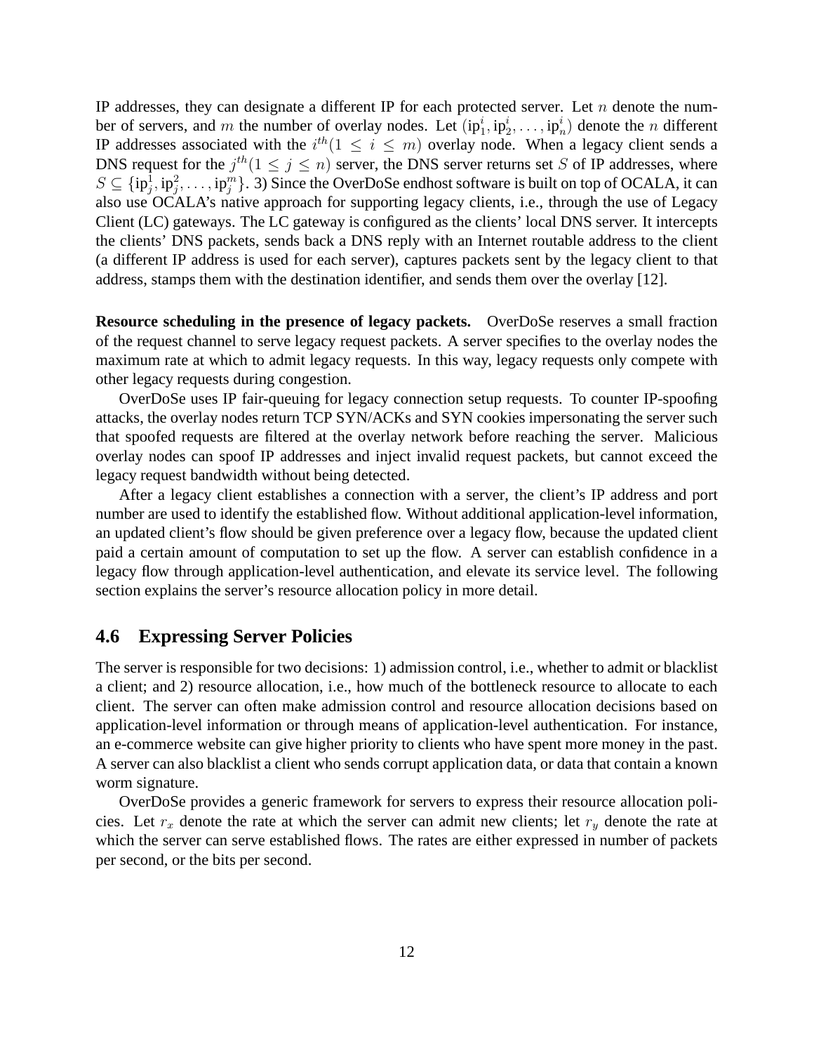IP addresses, they can designate a different IP for each protected server. Let $n$ denote the number of servers, and $m$ the number of overlay nodes. Let $(\text{ip}_1^i, \text{ip}_2^i, \ldots, \text{ip}_n^i)$ denote the $n$ different IP addresses associated with the $i^{th}(1 \leq i \leq m)$ overlay node. When a legacy client sends a DNS request for the $j^{th}(1 \leq j \leq n)$ server, the DNS server returns set $S$ of IP addresses, where $S \subseteq \{\text{ip}_j^1, \text{ip}_j^2, \ldots, \text{ip}_j^m\}$. 3) Since the OverDoSe endhost software is built on top of OCALA, it can also use OCALA's native approach for supporting legacy clients, i.e., through the use of Legacy Client (LC) gateways. The LC gateway is configured as the clients' local DNS server. It intercepts the clients' DNS packets, sends back a DNS reply with an Internet routable address to the client (a different IP address is used for each server), captures packets sent by the legacy client to that address, stamps them with the destination identifier, and sends them over the overlay [12].

**Resource scheduling in the presence of legacy packets.** OverDoSe reserves a small fraction of the request channel to serve legacy request packets. A server specifies to the overlay nodes the maximum rate at which to admit legacy requests. In this way, legacy requests only compete with other legacy requests during congestion.

OverDoSe uses IP fair-queuing for legacy connection setup requests. To counter IP-spoofing attacks, the overlay nodes return TCP SYN/ACKs and SYN cookies impersonating the server such that spoofed requests are filtered at the overlay network before reaching the server. Malicious overlay nodes can spoof IP addresses and inject invalid request packets, but cannot exceed the legacy request bandwidth without being detected.

After a legacy client establishes a connection with a server, the client's IP address and port number are used to identify the established flow. Without additional application-level information, an updated client's flow should be given preference over a legacy flow, because the updated client paid a certain amount of computation to set up the flow. A server can establish confidence in a legacy flow through application-level authentication, and elevate its service level. The following section explains the server's resource allocation policy in more detail.

## 4.6 Expressing Server Policies

The server is responsible for two decisions: 1) admission control, i.e., whether to admit or blacklist a client; and 2) resource allocation, i.e., how much of the bottleneck resource to allocate to each client. The server can often make admission control and resource allocation decisions based on application-level information or through means of application-level authentication. For instance, an e-commerce website can give higher priority to clients who have spent more money in the past. A server can also blacklist a client who sends corrupt application data, or data that contain a known worm signature.

OverDoSe provides a generic framework for servers to express their resource allocation policies. Let $r_x$ denote the rate at which the server can admit new clients; let $r_y$ denote the rate at which the server can serve established flows. The rates are either expressed in number of packets per second, or the bits per second.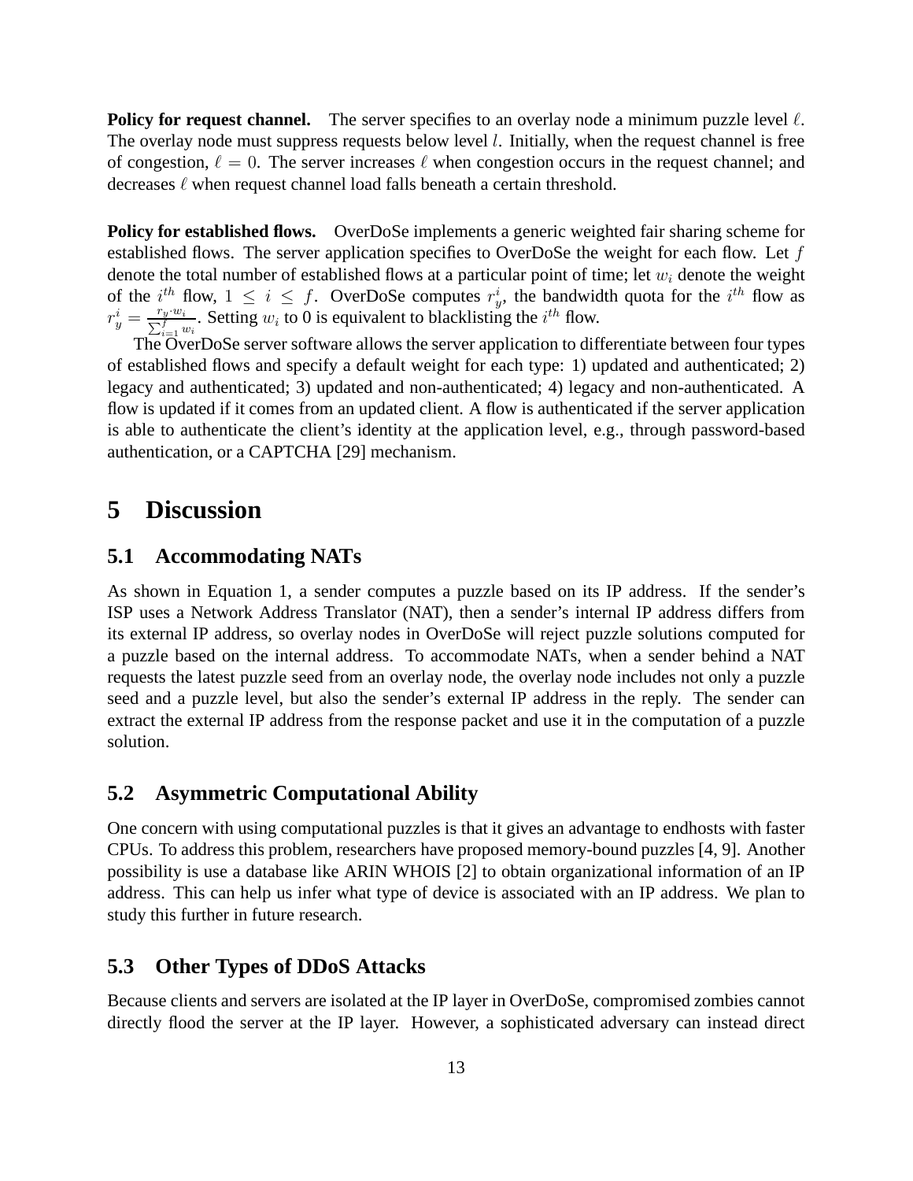**Policy for request channel.** The server specifies to an overlay node a minimum puzzle level $\ell$. The overlay node must suppress requests below level $l$. Initially, when the request channel is free of congestion, $\ell = 0$. The server increases $\ell$ when congestion occurs in the request channel; and decreases $\ell$ when request channel load falls beneath a certain threshold.

**Policy for established flows.** OverDoSe implements a generic weighted fair sharing scheme for established flows. The server application specifies to OverDoSe the weight for each flow. Let $f$ denote the total number of established flows at a particular point of time; let $w_i$ denote the weight of the $i^{th}$ flow, $1 \leq i \leq f$. OverDoSe computes $r_y^i$, the bandwidth quota for the $i^{th}$ flow as $r_y^i = \frac{r_y \cdot w_i}{\sum_{i=1}^{f} w_i}$. Setting $w_i$ to 0 is equivalent to blacklisting the $i^{th}$ flow.

The OverDoSe server software allows the server application to differentiate between four types of established flows and specify a default weight for each type: 1) updated and authenticated; 2) legacy and authenticated; 3) updated and non-authenticated; 4) legacy and non-authenticated. A flow is updated if it comes from an updated client. A flow is authenticated if the server application is able to authenticate the client's identity at the application level, e.g., through password-based authentication, or a CAPTCHA [29] mechanism.

# 5 Discussion

## 5.1 Accommodating NATs

As shown in Equation 1, a sender computes a puzzle based on its IP address. If the sender's ISP uses a Network Address Translator (NAT), then a sender's internal IP address differs from its external IP address, so overlay nodes in OverDoSe will reject puzzle solutions computed for a puzzle based on the internal address. To accommodate NATs, when a sender behind a NAT requests the latest puzzle seed from an overlay node, the overlay node includes not only a puzzle seed and a puzzle level, but also the sender's external IP address in the reply. The sender can extract the external IP address from the response packet and use it in the computation of a puzzle solution.

## 5.2 Asymmetric Computational Ability

One concern with using computational puzzles is that it gives an advantage to endhosts with faster CPUs. To address this problem, researchers have proposed memory-bound puzzles [4, 9]. Another possibility is use a database like ARIN WHOIS [2] to obtain organizational information of an IP address. This can help us infer what type of device is associated with an IP address. We plan to study this further in future research.

## 5.3 Other Types of DDoS Attacks

Because clients and servers are isolated at the IP layer in OverDoSe, compromised zombies cannot directly flood the server at the IP layer. However, a sophisticated adversary can instead direct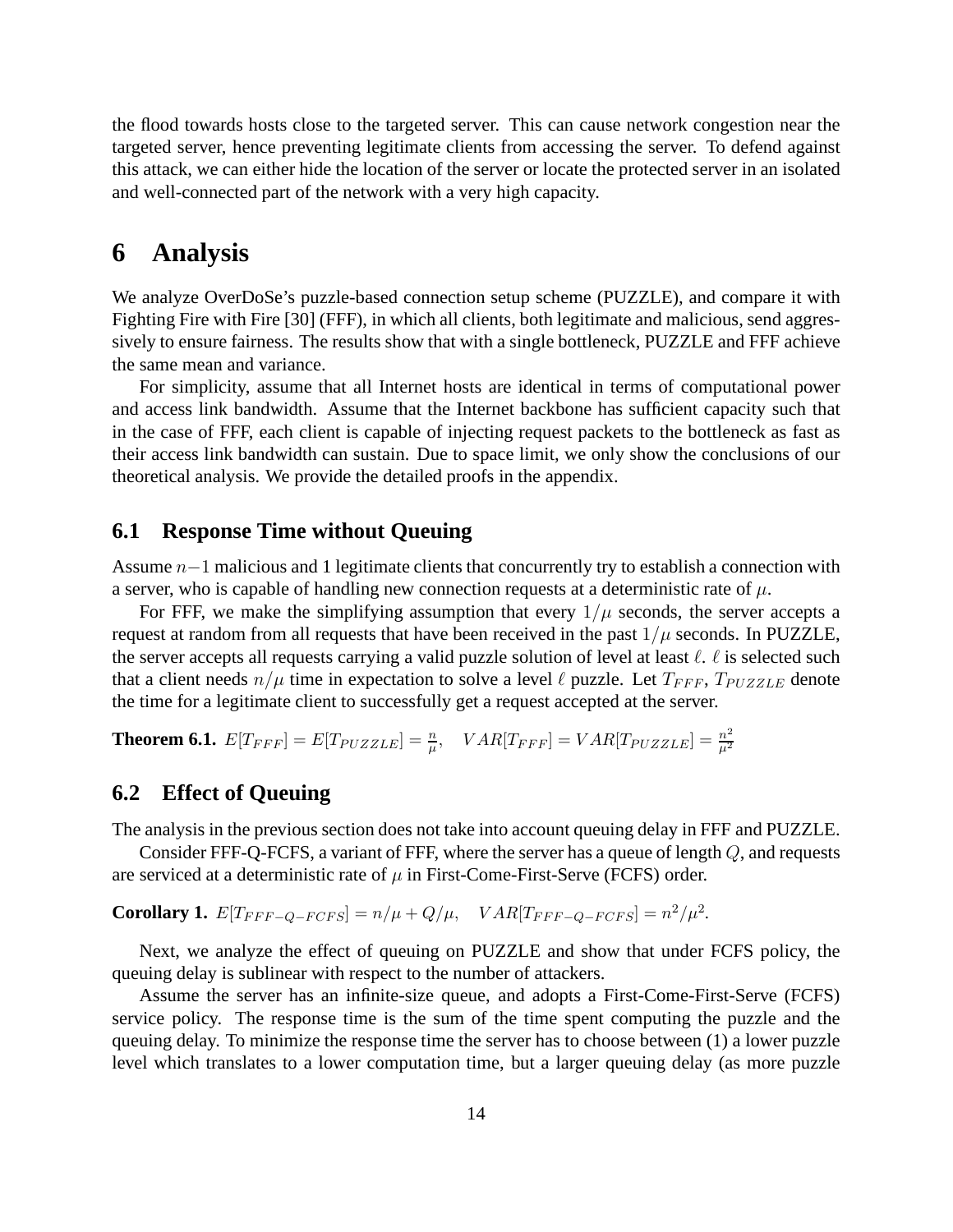the flood towards hosts close to the targeted server. This can cause network congestion near the targeted server, hence preventing legitimate clients from accessing the server. To defend against this attack, we can either hide the location of the server or locate the protected server in an isolated and well-connected part of the network with a very high capacity.

# 6 Analysis

We analyze OverDoSe's puzzle-based connection setup scheme (PUZZLE), and compare it with Fighting Fire with Fire [30] (FFF), in which all clients, both legitimate and malicious, send aggressively to ensure fairness. The results show that with a single bottleneck, PUZZLE and FFF achieve the same mean and variance.

For simplicity, assume that all Internet hosts are identical in terms of computational power and access link bandwidth. Assume that the Internet backbone has sufficient capacity such that in the case of FFF, each client is capable of injecting request packets to the bottleneck as fast as their access link bandwidth can sustain. Due to space limit, we only show the conclusions of our theoretical analysis. We provide the detailed proofs in the appendix.

## 6.1 Response Time without Queuing

Assume $n-1$ malicious and 1 legitimate clients that concurrently try to establish a connection with a server, who is capable of handling new connection requests at a deterministic rate of $\mu$.

For FFF, we make the simplifying assumption that every $1/\mu$ seconds, the server accepts a request at random from all requests that have been received in the past $1/\mu$ seconds. In PUZZLE, the server accepts all requests carrying a valid puzzle solution of level at least $\ell$. $\ell$ is selected such that a client needs $n/\mu$ time in expectation to solve a level $\ell$ puzzle. Let $T_{FFF}$, $T_{PUZZLE}$ denote the time for a legitimate client to successfully get a request accepted at the server.

**Theorem 6.1.** $E[T_{FFF}] = E[T_{PUZZLE}] = \frac{n}{\mu}, \quad VAR[T_{FFF}] = VAR[T_{PUZZLE}] = \frac{n^2}{\mu^2}$

## 6.2 Effect of Queuing

The analysis in the previous section does not take into account queuing delay in FFF and PUZZLE.

Consider FFF-Q-FCFS, a variant of FFF, where the server has a queue of length $Q$, and requests are serviced at a deterministic rate of $\mu$ in First-Come-First-Serve (FCFS) order.

**Corollary 1.** $E[T_{FFF-Q-FCFS}] = n/\mu + Q/\mu, \quad VAR[T_{FFF-Q-FCFS}] = n^2/\mu^2.$

Next, we analyze the effect of queuing on PUZZLE and show that under FCFS policy, the queuing delay is sublinear with respect to the number of attackers.

Assume the server has an infinite-size queue, and adopts a First-Come-First-Serve (FCFS) service policy. The response time is the sum of the time spent computing the puzzle and the queuing delay. To minimize the response time the server has to choose between (1) a lower puzzle level which translates to a lower computation time, but a larger queuing delay (as more puzzle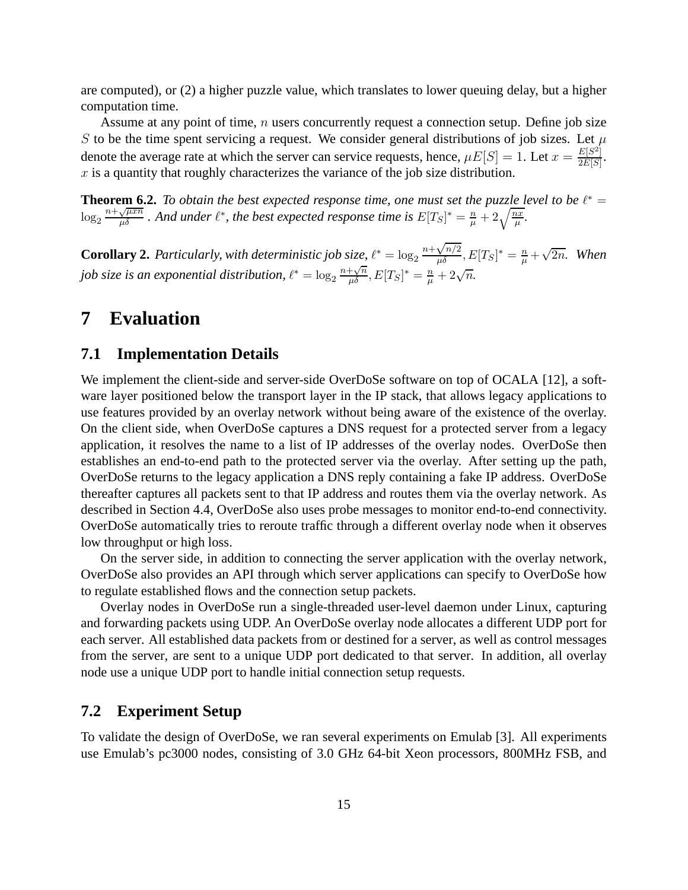are computed), or (2) a higher puzzle value, which translates to lower queuing delay, but a higher computation time.

Assume at any point of time, $n$ users concurrently request a connection setup. Define job size $S$ to be the time spent servicing a request. We consider general distributions of job sizes. Let $\mu$ denote the average rate at which the server can service requests, hence, $\mu E[S] = 1$. Let $x = \frac{E[S^2]}{2E[S]}$. $x$ is a quantity that roughly characterizes the variance of the job size distribution.

**Theorem 6.2.** *To obtain the best expected response time, one must set the puzzle level to be* $\ell^* = \log_2 \frac{n+\sqrt{\mu x n}}{\mu\delta}$ *. And under* $\ell^*$*, the best expected response time is* $E[T_S]^* = \frac{n}{\mu} + 2\sqrt{\frac{nx}{\mu}}$*.*

**Corollary 2.** *Particularly, with deterministic job size,* $\ell^* = \log_2 \frac{n+\sqrt{n/2}}{\mu\delta}, E[T_S]^* = \frac{n}{\mu} + \sqrt{2n}$*. When job size is an exponential distribution,* $\ell^* = \log_2 \frac{n+\sqrt{n}}{\mu\delta}, E[T_S]^* = \frac{n}{\mu} + 2\sqrt{n}$*.*

# 7 Evaluation

## 7.1 Implementation Details

We implement the client-side and server-side OverDoSe software on top of OCALA [12], a software layer positioned below the transport layer in the IP stack, that allows legacy applications to use features provided by an overlay network without being aware of the existence of the overlay. On the client side, when OverDoSe captures a DNS request for a protected server from a legacy application, it resolves the name to a list of IP addresses of the overlay nodes. OverDoSe then establishes an end-to-end path to the protected server via the overlay. After setting up the path, OverDoSe returns to the legacy application a DNS reply containing a fake IP address. OverDoSe thereafter captures all packets sent to that IP address and routes them via the overlay network. As described in Section 4.4, OverDoSe also uses probe messages to monitor end-to-end connectivity. OverDoSe automatically tries to reroute traffic through a different overlay node when it observes low throughput or high loss.

On the server side, in addition to connecting the server application with the overlay network, OverDoSe also provides an API through which server applications can specify to OverDoSe how to regulate established flows and the connection setup packets.

Overlay nodes in OverDoSe run a single-threaded user-level daemon under Linux, capturing and forwarding packets using UDP. An OverDoSe overlay node allocates a different UDP port for each server. All established data packets from or destined for a server, as well as control messages from the server, are sent to a unique UDP port dedicated to that server. In addition, all overlay node use a unique UDP port to handle initial connection setup requests.

## 7.2 Experiment Setup

To validate the design of OverDoSe, we ran several experiments on Emulab [3]. All experiments use Emulab's pc3000 nodes, consisting of 3.0 GHz 64-bit Xeon processors, 800MHz FSB, and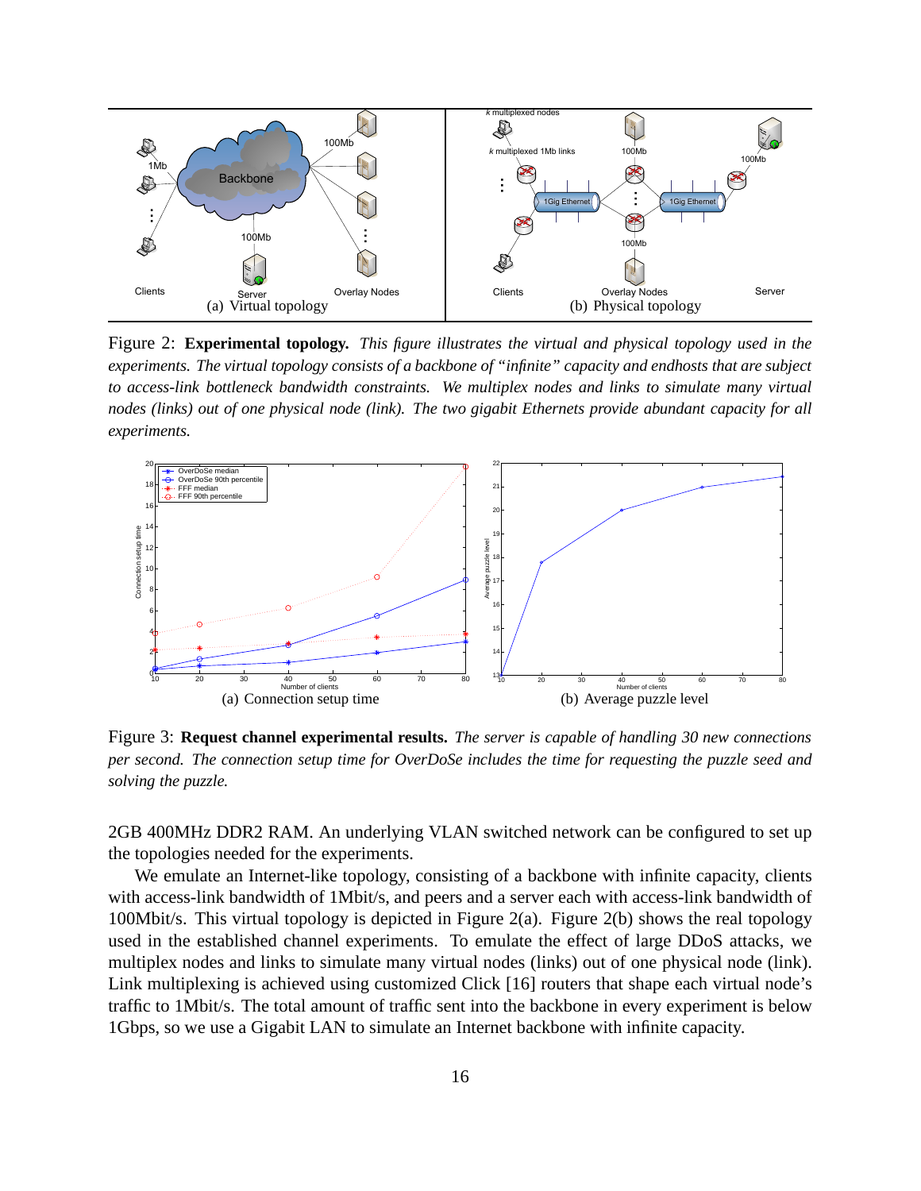Figure 2: **Experimental topology.** *This figure illustrates the virtual and physical topology used in the experiments. The virtual topology consists of a backbone of "infinite" capacity and endhosts that are subject to access-link bottleneck bandwidth constraints. We multiplex nodes and links to simulate many virtual nodes (links) out of one physical node (link). The two gigabit Ethernets provide abundant capacity for all experiments.*

Figure 3: **Request channel experimental results.** *The server is capable of handling 30 new connections per second. The connection setup time for OverDoSe includes the time for requesting the puzzle seed and solving the puzzle.*

2GB 400MHz DDR2 RAM. An underlying VLAN switched network can be configured to set up the topologies needed for the experiments.

We emulate an Internet-like topology, consisting of a backbone with infinite capacity, clients with access-link bandwidth of 1Mbit/s, and peers and a server each with access-link bandwidth of 100Mbit/s. This virtual topology is depicted in Figure 2(a). Figure 2(b) shows the real topology used in the established channel experiments. To emulate the effect of large DDoS attacks, we multiplex nodes and links to simulate many virtual nodes (links) out of one physical node (link). Link multiplexing is achieved using customized Click [16] routers that shape each virtual node's traffic to 1Mbit/s. The total amount of traffic sent into the backbone in every experiment is below 1Gbps, so we use a Gigabit LAN to simulate an Internet backbone with infinite capacity.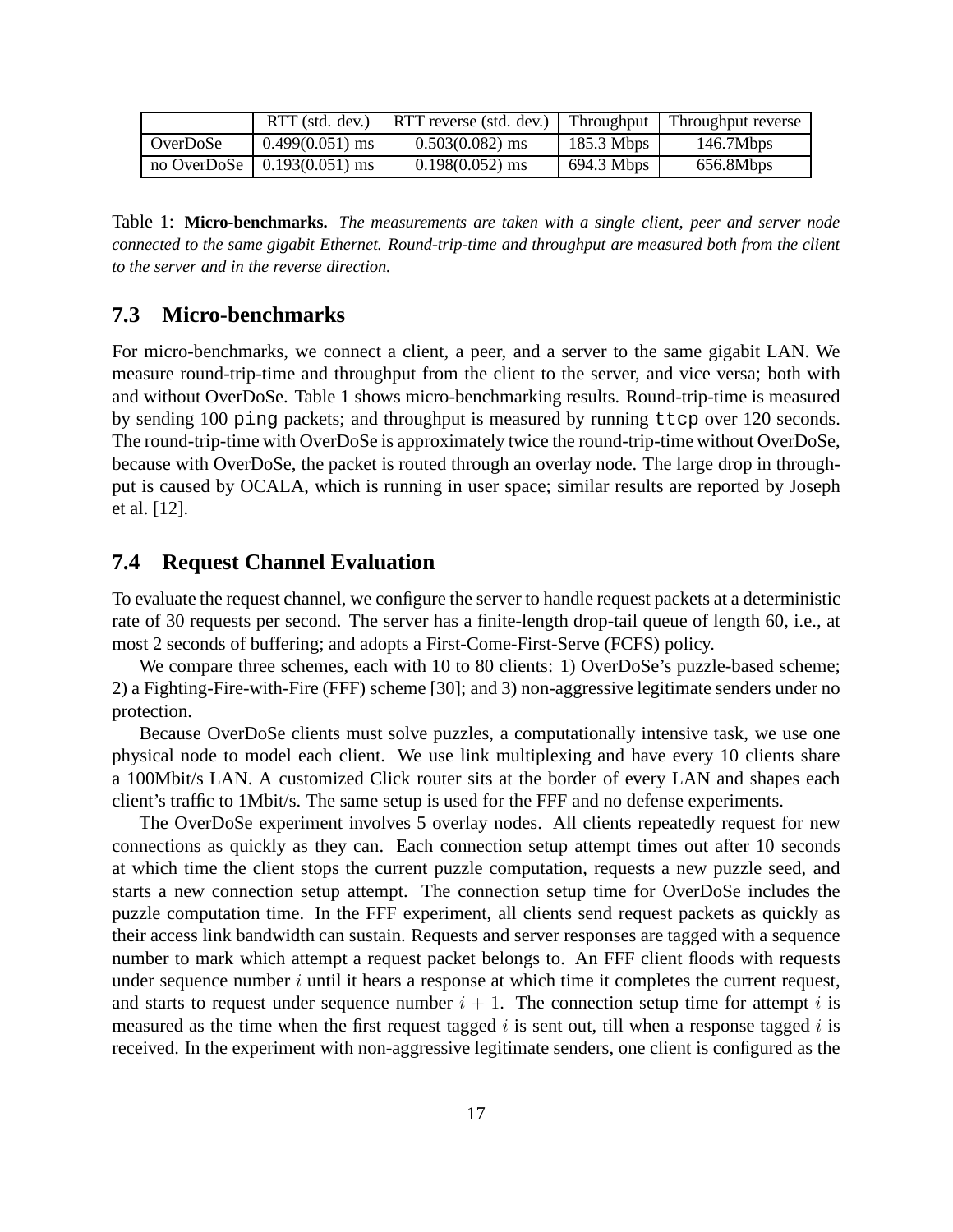| | RTT (std. dev.) | RTT reverse (std. dev.) | Throughput | Throughput reverse |
|---|---|---|---|---|
| OverDoSe | 0.499(0.051) ms | 0.503(0.082) ms | 185.3 Mbps | 146.7Mbps |
| no OverDoSe | 0.193(0.051) ms | 0.198(0.052) ms | 694.3 Mbps | 656.8Mbps |

Table 1: **Micro-benchmarks.** *The measurements are taken with a single client, peer and server node connected to the same gigabit Ethernet. Round-trip-time and throughput are measured both from the client to the server and in the reverse direction.*

### 7.3 Micro-benchmarks

For micro-benchmarks, we connect a client, a peer, and a server to the same gigabit LAN. We measure round-trip-time and throughput from the client to the server, and vice versa; both with and without OverDoSe. Table 1 shows micro-benchmarking results. Round-trip-time is measured by sending 100 `ping` packets; and throughput is measured by running `ttcp` over 120 seconds. The round-trip-time with OverDoSe is approximately twice the round-trip-time without OverDoSe, because with OverDoSe, the packet is routed through an overlay node. The large drop in throughput is caused by OCALA, which is running in user space; similar results are reported by Joseph et al. [12].

### 7.4 Request Channel Evaluation

To evaluate the request channel, we configure the server to handle request packets at a deterministic rate of 30 requests per second. The server has a finite-length drop-tail queue of length 60, i.e., at most 2 seconds of buffering; and adopts a First-Come-First-Serve (FCFS) policy.

We compare three schemes, each with 10 to 80 clients: 1) OverDoSe's puzzle-based scheme; 2) a Fighting-Fire-with-Fire (FFF) scheme [30]; and 3) non-aggressive legitimate senders under no protection.

Because OverDoSe clients must solve puzzles, a computationally intensive task, we use one physical node to model each client. We use link multiplexing and have every 10 clients share a 100Mbit/s LAN. A customized Click router sits at the border of every LAN and shapes each client's traffic to 1Mbit/s. The same setup is used for the FFF and no defense experiments.

The OverDoSe experiment involves 5 overlay nodes. All clients repeatedly request for new connections as quickly as they can. Each connection setup attempt times out after 10 seconds at which time the client stops the current puzzle computation, requests a new puzzle seed, and starts a new connection setup attempt. The connection setup time for OverDoSe includes the puzzle computation time. In the FFF experiment, all clients send request packets as quickly as their access link bandwidth can sustain. Requests and server responses are tagged with a sequence number to mark which attempt a request packet belongs to. An FFF client floods with requests under sequence number $i$ until it hears a response at which time it completes the current request, and starts to request under sequence number $i + 1$. The connection setup time for attempt $i$ is measured as the time when the first request tagged $i$ is sent out, till when a response tagged $i$ is received. In the experiment with non-aggressive legitimate senders, one client is configured as the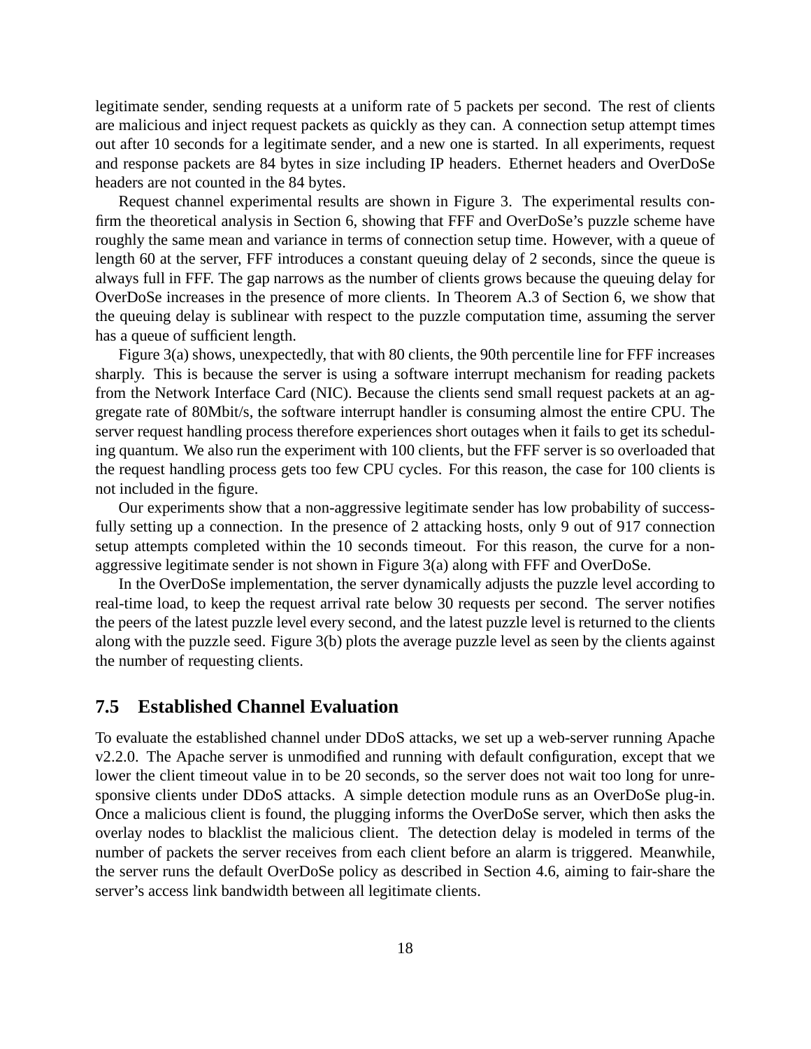legitimate sender, sending requests at a uniform rate of 5 packets per second. The rest of clients are malicious and inject request packets as quickly as they can. A connection setup attempt times out after 10 seconds for a legitimate sender, and a new one is started. In all experiments, request and response packets are 84 bytes in size including IP headers. Ethernet headers and OverDoSe headers are not counted in the 84 bytes.

Request channel experimental results are shown in Figure 3. The experimental results confirm the theoretical analysis in Section 6, showing that FFF and OverDoSe's puzzle scheme have roughly the same mean and variance in terms of connection setup time. However, with a queue of length 60 at the server, FFF introduces a constant queuing delay of 2 seconds, since the queue is always full in FFF. The gap narrows as the number of clients grows because the queuing delay for OverDoSe increases in the presence of more clients. In Theorem A.3 of Section 6, we show that the queuing delay is sublinear with respect to the puzzle computation time, assuming the server has a queue of sufficient length.

Figure 3(a) shows, unexpectedly, that with 80 clients, the 90th percentile line for FFF increases sharply. This is because the server is using a software interrupt mechanism for reading packets from the Network Interface Card (NIC). Because the clients send small request packets at an aggregate rate of 80Mbit/s, the software interrupt handler is consuming almost the entire CPU. The server request handling process therefore experiences short outages when it fails to get its scheduling quantum. We also run the experiment with 100 clients, but the FFF server is so overloaded that the request handling process gets too few CPU cycles. For this reason, the case for 100 clients is not included in the figure.

Our experiments show that a non-aggressive legitimate sender has low probability of successfully setting up a connection. In the presence of 2 attacking hosts, only 9 out of 917 connection setup attempts completed within the 10 seconds timeout. For this reason, the curve for a non-aggressive legitimate sender is not shown in Figure 3(a) along with FFF and OverDoSe.

In the OverDoSe implementation, the server dynamically adjusts the puzzle level according to real-time load, to keep the request arrival rate below 30 requests per second. The server notifies the peers of the latest puzzle level every second, and the latest puzzle level is returned to the clients along with the puzzle seed. Figure 3(b) plots the average puzzle level as seen by the clients against the number of requesting clients.

## 7.5 Established Channel Evaluation

To evaluate the established channel under DDoS attacks, we set up a web-server running Apache v2.2.0. The Apache server is unmodified and running with default configuration, except that we lower the client timeout value in to be 20 seconds, so the server does not wait too long for unresponsive clients under DDoS attacks. A simple detection module runs as an OverDoSe plug-in. Once a malicious client is found, the plugging informs the OverDoSe server, which then asks the overlay nodes to blacklist the malicious client. The detection delay is modeled in terms of the number of packets the server receives from each client before an alarm is triggered. Meanwhile, the server runs the default OverDoSe policy as described in Section 4.6, aiming to fair-share the server's access link bandwidth between all legitimate clients.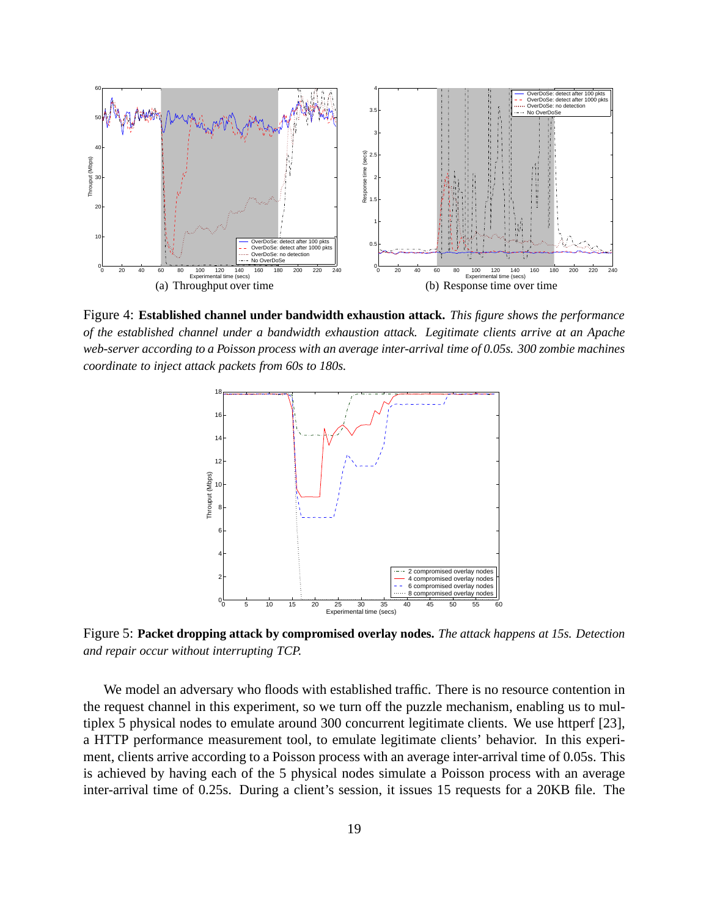(a) Throughput over time

(b) Response time over time

Figure 4: **Established channel under bandwidth exhaustion attack.** *This figure shows the performance of the established channel under a bandwidth exhaustion attack. Legitimate clients arrive at an Apache web-server according to a Poisson process with an average inter-arrival time of 0.05s. 300 zombie machines coordinate to inject attack packets from 60s to 180s.*

Figure 5: **Packet dropping attack by compromised overlay nodes.** *The attack happens at 15s. Detection and repair occur without interrupting TCP.*

We model an adversary who floods with established traffic. There is no resource contention in the request channel in this experiment, so we turn off the puzzle mechanism, enabling us to multiplex 5 physical nodes to emulate around 300 concurrent legitimate clients. We use httperf [23], a HTTP performance measurement tool, to emulate legitimate clients' behavior. In this experiment, clients arrive according to a Poisson process with an average inter-arrival time of 0.05s. This is achieved by having each of the 5 physical nodes simulate a Poisson process with an average inter-arrival time of 0.25s. During a client's session, it issues 15 requests for a 20KB file. The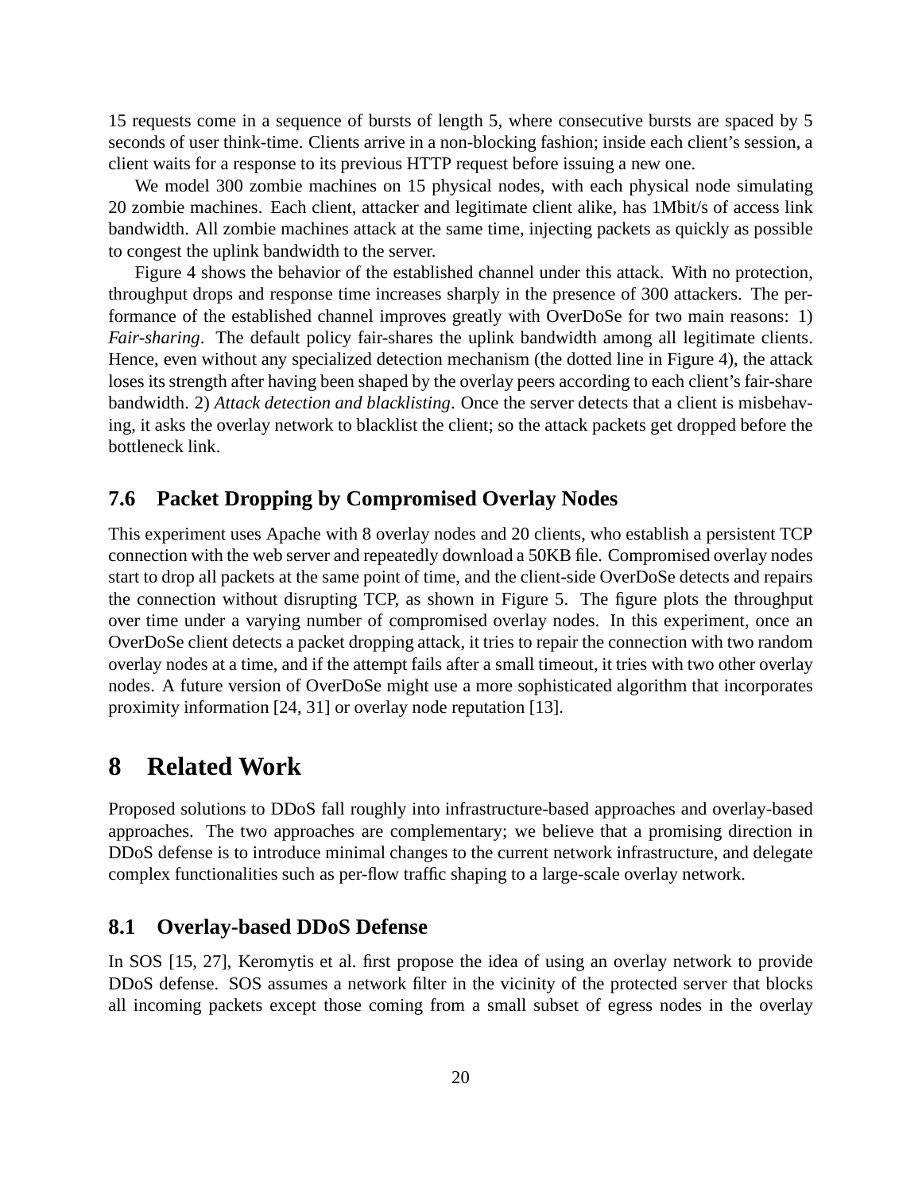15 requests come in a sequence of bursts of length 5, where consecutive bursts are spaced by 5 seconds of user think-time. Clients arrive in a non-blocking fashion; inside each client's session, a client waits for a response to its previous HTTP request before issuing a new one.

We model 300 zombie machines on 15 physical nodes, with each physical node simulating 20 zombie machines. Each client, attacker and legitimate client alike, has 1Mbit/s of access link bandwidth. All zombie machines attack at the same time, injecting packets as quickly as possible to congest the uplink bandwidth to the server.

Figure 4 shows the behavior of the established channel under this attack. With no protection, throughput drops and response time increases sharply in the presence of 300 attackers. The performance of the established channel improves greatly with OverDoSe for two main reasons: 1) *Fair-sharing*. The default policy fair-shares the uplink bandwidth among all legitimate clients. Hence, even without any specialized detection mechanism (the dotted line in Figure 4), the attack loses its strength after having been shaped by the overlay peers according to each client's fair-share bandwidth. 2) *Attack detection and blacklisting*. Once the server detects that a client is misbehaving, it asks the overlay network to blacklist the client; so the attack packets get dropped before the bottleneck link.

### 7.6 Packet Dropping by Compromised Overlay Nodes

This experiment uses Apache with 8 overlay nodes and 20 clients, who establish a persistent TCP connection with the web server and repeatedly download a 50KB file. Compromised overlay nodes start to drop all packets at the same point of time, and the client-side OverDoSe detects and repairs the connection without disrupting TCP, as shown in Figure 5. The figure plots the throughput over time under a varying number of compromised overlay nodes. In this experiment, once an OverDoSe client detects a packet dropping attack, it tries to repair the connection with two random overlay nodes at a time, and if the attempt fails after a small timeout, it tries with two other overlay nodes. A future version of OverDoSe might use a more sophisticated algorithm that incorporates proximity information [24, 31] or overlay node reputation [13].

## 8 Related Work

Proposed solutions to DDoS fall roughly into infrastructure-based approaches and overlay-based approaches. The two approaches are complementary; we believe that a promising direction in DDoS defense is to introduce minimal changes to the current network infrastructure, and delegate complex functionalities such as per-flow traffic shaping to a large-scale overlay network.

### 8.1 Overlay-based DDoS Defense

In SOS [15, 27], Keromytis et al. first propose the idea of using an overlay network to provide DDoS defense. SOS assumes a network filter in the vicinity of the protected server that blocks all incoming packets except those coming from a small subset of egress nodes in the overlay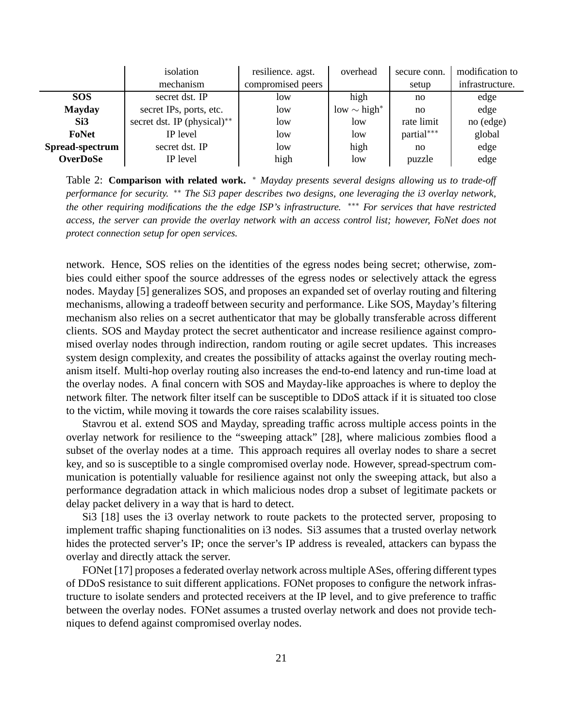| | isolation mechanism | resilience. agst. compromised peers | overhead | secure conn. setup | modification to infrastructure. |
|---|---|---|---|---|---|
| **SOS** | secret dst. IP | low | high | no | edge |
| **Mayday** | secret IPs, ports, etc. | low | low $\sim$ high$^*$ | no | edge |
| **Si3** | secret dst. IP (physical)$^{**}$ | low | low | rate limit | no (edge) |
| **FoNet** | IP level | low | low | partial$^{***}$ | global |
| **Spread-spectrum** | secret dst. IP | low | high | no | edge |
| **OverDoSe** | IP level | high | low | puzzle | edge |

Table 2: **Comparison with related work.** $^*$ *Mayday presents several designs allowing us to trade-off performance for security.* $^{**}$ *The Si3 paper describes two designs, one leveraging the i3 overlay network, the other requiring modifications the the edge ISP's infrastructure.* $^{***}$ *For services that have restricted access, the server can provide the overlay network with an access control list; however, FoNet does not protect connection setup for open services.*

network. Hence, SOS relies on the identities of the egress nodes being secret; otherwise, zombies could either spoof the source addresses of the egress nodes or selectively attack the egress nodes. Mayday [5] generalizes SOS, and proposes an expanded set of overlay routing and filtering mechanisms, allowing a tradeoff between security and performance. Like SOS, Mayday's filtering mechanism also relies on a secret authenticator that may be globally transferable across different clients. SOS and Mayday protect the secret authenticator and increase resilience against compromised overlay nodes through indirection, random routing or agile secret updates. This increases system design complexity, and creates the possibility of attacks against the overlay routing mechanism itself. Multi-hop overlay routing also increases the end-to-end latency and run-time load at the overlay nodes. A final concern with SOS and Mayday-like approaches is where to deploy the network filter. The network filter itself can be susceptible to DDoS attack if it is situated too close to the victim, while moving it towards the core raises scalability issues.

Stavrou et al. extend SOS and Mayday, spreading traffic across multiple access points in the overlay network for resilience to the "sweeping attack" [28], where malicious zombies flood a subset of the overlay nodes at a time. This approach requires all overlay nodes to share a secret key, and so is susceptible to a single compromised overlay node. However, spread-spectrum communication is potentially valuable for resilience against not only the sweeping attack, but also a performance degradation attack in which malicious nodes drop a subset of legitimate packets or delay packet delivery in a way that is hard to detect.

Si3 [18] uses the i3 overlay network to route packets to the protected server, proposing to implement traffic shaping functionalities on i3 nodes. Si3 assumes that a trusted overlay network hides the protected server's IP; once the server's IP address is revealed, attackers can bypass the overlay and directly attack the server.

FONet [17] proposes a federated overlay network across multiple ASes, offering different types of DDoS resistance to suit different applications. FONet proposes to configure the network infrastructure to isolate senders and protected receivers at the IP level, and to give preference to traffic between the overlay nodes. FONet assumes a trusted overlay network and does not provide techniques to defend against compromised overlay nodes.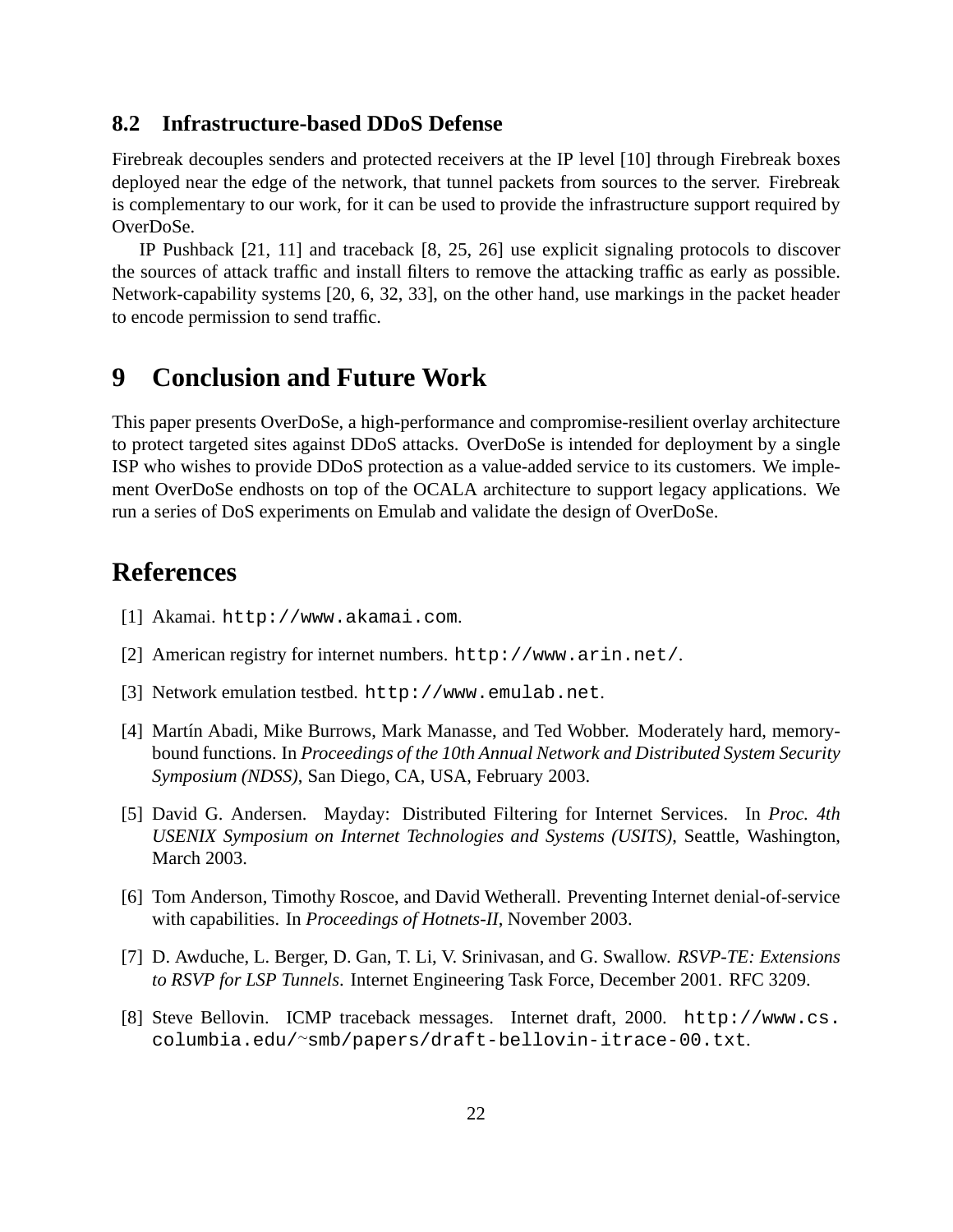### 8.2 Infrastructure-based DDoS Defense

Firebreak decouples senders and protected receivers at the IP level [10] through Firebreak boxes deployed near the edge of the network, that tunnel packets from sources to the server. Firebreak is complementary to our work, for it can be used to provide the infrastructure support required by OverDoSe.

IP Pushback [21, 11] and traceback [8, 25, 26] use explicit signaling protocols to discover the sources of attack traffic and install filters to remove the attacking traffic as early as possible. Network-capability systems [20, 6, 32, 33], on the other hand, use markings in the packet header to encode permission to send traffic.

## 9 Conclusion and Future Work

This paper presents OverDoSe, a high-performance and compromise-resilient overlay architecture to protect targeted sites against DDoS attacks. OverDoSe is intended for deployment by a single ISP who wishes to provide DDoS protection as a value-added service to its customers. We implement OverDoSe endhosts on top of the OCALA architecture to support legacy applications. We run a series of DoS experiments on Emulab and validate the design of OverDoSe.

## References

[1] Akamai. `http://www.akamai.com`.

[2] American registry for internet numbers. `http://www.arin.net/`.

[3] Network emulation testbed. `http://www.emulab.net`.

[4] Martín Abadi, Mike Burrows, Mark Manasse, and Ted Wobber. Moderately hard, memory-bound functions. In *Proceedings of the 10th Annual Network and Distributed System Security Symposium (NDSS)*, San Diego, CA, USA, February 2003.

[5] David G. Andersen. Mayday: Distributed Filtering for Internet Services. In *Proc. 4th USENIX Symposium on Internet Technologies and Systems (USITS)*, Seattle, Washington, March 2003.

[6] Tom Anderson, Timothy Roscoe, and David Wetherall. Preventing Internet denial-of-service with capabilities. In *Proceedings of Hotnets-II*, November 2003.

[7] D. Awduche, L. Berger, D. Gan, T. Li, V. Srinivasan, and G. Swallow. *RSVP-TE: Extensions to RSVP for LSP Tunnels*. Internet Engineering Task Force, December 2001. RFC 3209.

[8] Steve Bellovin. ICMP traceback messages. Internet draft, 2000. `http://www.cs.columbia.edu/~smb/papers/draft-bellovin-itrace-00.txt`.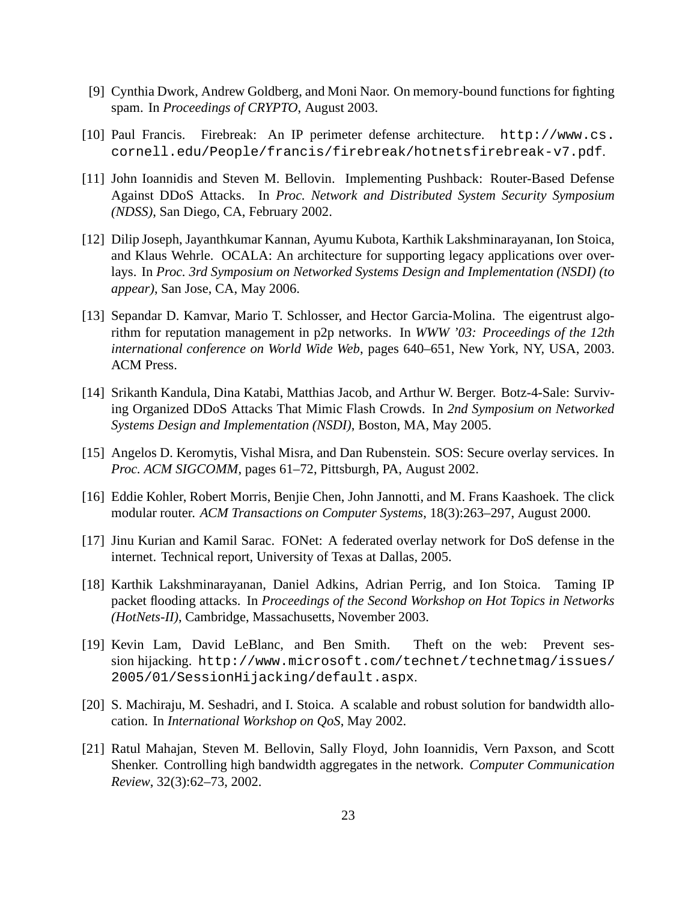[9] Cynthia Dwork, Andrew Goldberg, and Moni Naor. On memory-bound functions for fighting spam. In *Proceedings of CRYPTO*, August 2003.

[10] Paul Francis. Firebreak: An IP perimeter defense architecture. `http://www.cs.cornell.edu/People/francis/firebreak/hotnetsfirebreak-v7.pdf`.

[11] John Ioannidis and Steven M. Bellovin. Implementing Pushback: Router-Based Defense Against DDoS Attacks. In *Proc. Network and Distributed System Security Symposium (NDSS)*, San Diego, CA, February 2002.

[12] Dilip Joseph, Jayanthkumar Kannan, Ayumu Kubota, Karthik Lakshminarayanan, Ion Stoica, and Klaus Wehrle. OCALA: An architecture for supporting legacy applications over overlays. In *Proc. 3rd Symposium on Networked Systems Design and Implementation (NSDI) (to appear)*, San Jose, CA, May 2006.

[13] Sepandar D. Kamvar, Mario T. Schlosser, and Hector Garcia-Molina. The eigentrust algorithm for reputation management in p2p networks. In *WWW '03: Proceedings of the 12th international conference on World Wide Web*, pages 640–651, New York, NY, USA, 2003. ACM Press.

[14] Srikanth Kandula, Dina Katabi, Matthias Jacob, and Arthur W. Berger. Botz-4-Sale: Surviving Organized DDoS Attacks That Mimic Flash Crowds. In *2nd Symposium on Networked Systems Design and Implementation (NSDI)*, Boston, MA, May 2005.

[15] Angelos D. Keromytis, Vishal Misra, and Dan Rubenstein. SOS: Secure overlay services. In *Proc. ACM SIGCOMM*, pages 61–72, Pittsburgh, PA, August 2002.

[16] Eddie Kohler, Robert Morris, Benjie Chen, John Jannotti, and M. Frans Kaashoek. The click modular router. *ACM Transactions on Computer Systems*, 18(3):263–297, August 2000.

[17] Jinu Kurian and Kamil Sarac. FONet: A federated overlay network for DoS defense in the internet. Technical report, University of Texas at Dallas, 2005.

[18] Karthik Lakshminarayanan, Daniel Adkins, Adrian Perrig, and Ion Stoica. Taming IP packet flooding attacks. In *Proceedings of the Second Workshop on Hot Topics in Networks (HotNets-II)*, Cambridge, Massachusetts, November 2003.

[19] Kevin Lam, David LeBlanc, and Ben Smith. Theft on the web: Prevent session hijacking. `http://www.microsoft.com/technet/technetmag/issues/2005/01/SessionHijacking/default.aspx`.

[20] S. Machiraju, M. Seshadri, and I. Stoica. A scalable and robust solution for bandwidth allocation. In *International Workshop on QoS*, May 2002.

[21] Ratul Mahajan, Steven M. Bellovin, Sally Floyd, John Ioannidis, Vern Paxson, and Scott Shenker. Controlling high bandwidth aggregates in the network. *Computer Communication Review*, 32(3):62–73, 2002.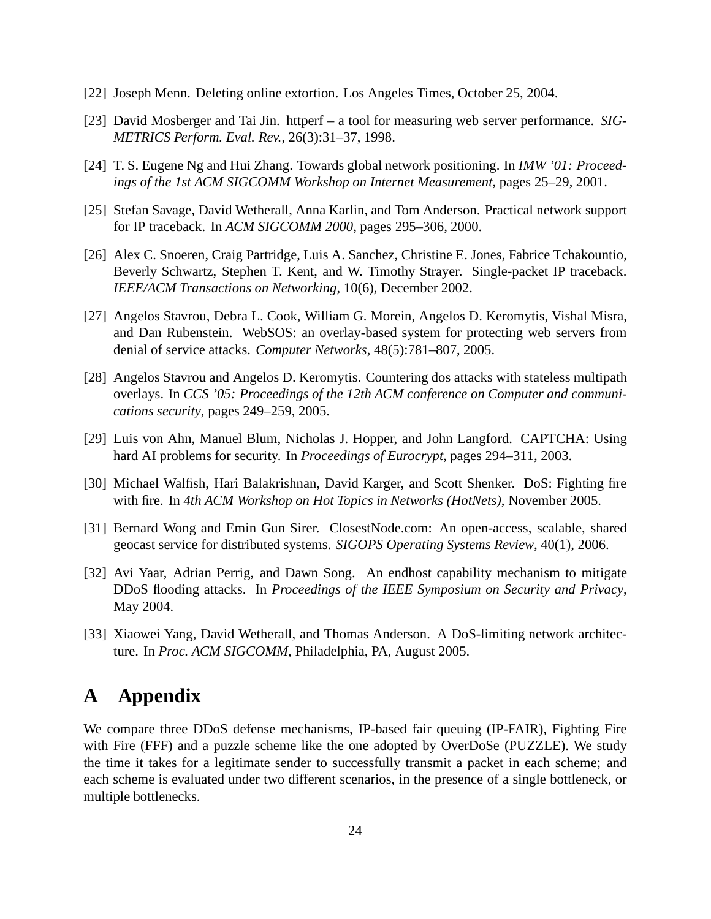[22] Joseph Menn. Deleting online extortion. Los Angeles Times, October 25, 2004.

[23] David Mosberger and Tai Jin. httperf – a tool for measuring web server performance. *SIGMETRICS Perform. Eval. Rev.*, 26(3):31–37, 1998.

[24] T. S. Eugene Ng and Hui Zhang. Towards global network positioning. In *IMW '01: Proceedings of the 1st ACM SIGCOMM Workshop on Internet Measurement*, pages 25–29, 2001.

[25] Stefan Savage, David Wetherall, Anna Karlin, and Tom Anderson. Practical network support for IP traceback. In *ACM SIGCOMM 2000*, pages 295–306, 2000.

[26] Alex C. Snoeren, Craig Partridge, Luis A. Sanchez, Christine E. Jones, Fabrice Tchakountio, Beverly Schwartz, Stephen T. Kent, and W. Timothy Strayer. Single-packet IP traceback. *IEEE/ACM Transactions on Networking*, 10(6), December 2002.

[27] Angelos Stavrou, Debra L. Cook, William G. Morein, Angelos D. Keromytis, Vishal Misra, and Dan Rubenstein. WebSOS: an overlay-based system for protecting web servers from denial of service attacks. *Computer Networks*, 48(5):781–807, 2005.

[28] Angelos Stavrou and Angelos D. Keromytis. Countering dos attacks with stateless multipath overlays. In *CCS '05: Proceedings of the 12th ACM conference on Computer and communications security*, pages 249–259, 2005.

[29] Luis von Ahn, Manuel Blum, Nicholas J. Hopper, and John Langford. CAPTCHA: Using hard AI problems for security. In *Proceedings of Eurocrypt*, pages 294–311, 2003.

[30] Michael Walfish, Hari Balakrishnan, David Karger, and Scott Shenker. DoS: Fighting fire with fire. In *4th ACM Workshop on Hot Topics in Networks (HotNets)*, November 2005.

[31] Bernard Wong and Emin Gun Sirer. ClosestNode.com: An open-access, scalable, shared geocast service for distributed systems. *SIGOPS Operating Systems Review*, 40(1), 2006.

[32] Avi Yaar, Adrian Perrig, and Dawn Song. An endhost capability mechanism to mitigate DDoS flooding attacks. In *Proceedings of the IEEE Symposium on Security and Privacy*, May 2004.

[33] Xiaowei Yang, David Wetherall, and Thomas Anderson. A DoS-limiting network architecture. In *Proc. ACM SIGCOMM*, Philadelphia, PA, August 2005.

# A Appendix

We compare three DDoS defense mechanisms, IP-based fair queuing (IP-FAIR), Fighting Fire with Fire (FFF) and a puzzle scheme like the one adopted by OverDoSe (PUZZLE). We study the time it takes for a legitimate sender to successfully transmit a packet in each scheme; and each scheme is evaluated under two different scenarios, in the presence of a single bottleneck, or multiple bottlenecks.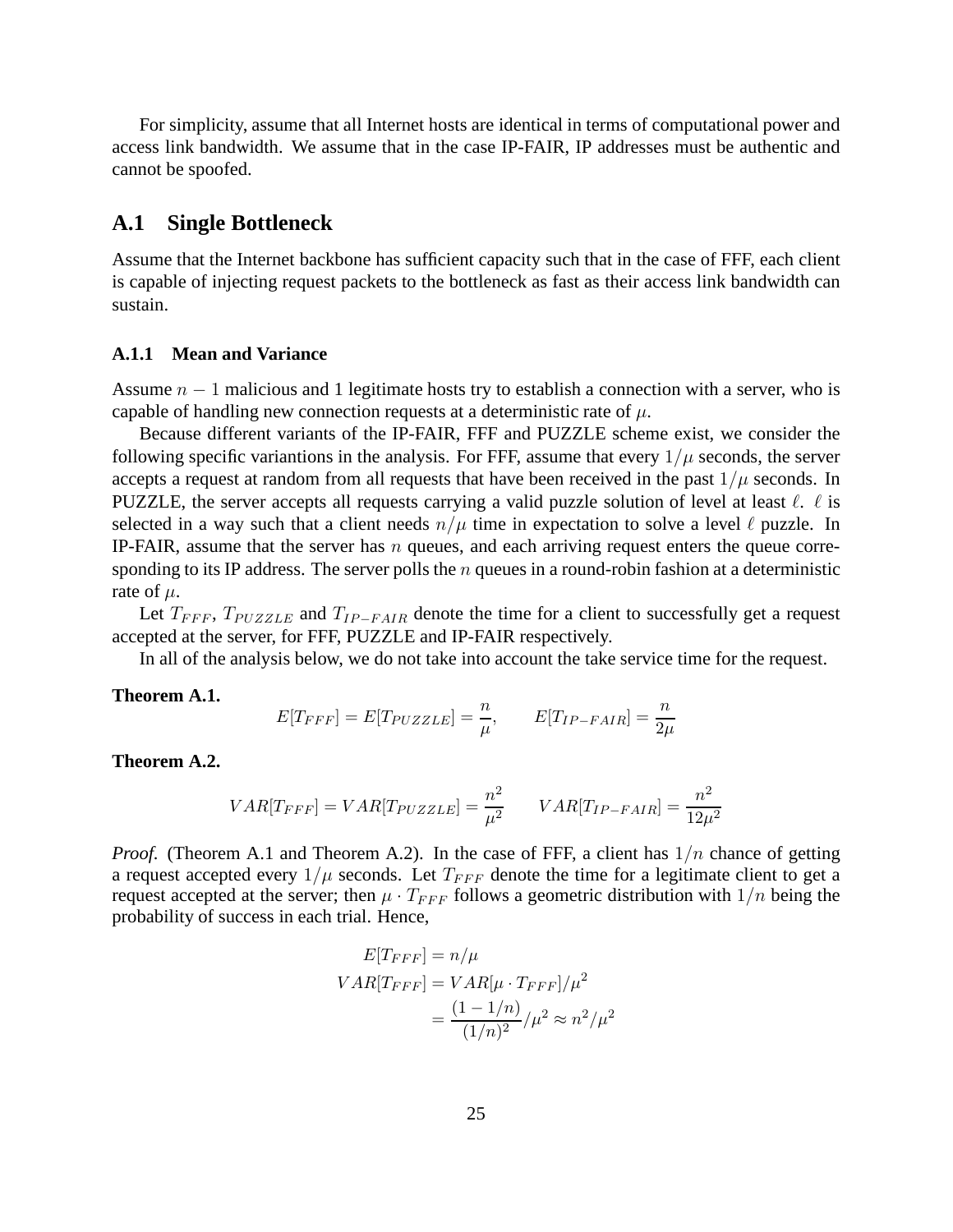For simplicity, assume that all Internet hosts are identical in terms of computational power and access link bandwidth. We assume that in the case IP-FAIR, IP addresses must be authentic and cannot be spoofed.

## A.1 Single Bottleneck

Assume that the Internet backbone has sufficient capacity such that in the case of FFF, each client is capable of injecting request packets to the bottleneck as fast as their access link bandwidth can sustain.

### A.1.1 Mean and Variance

Assume $n-1$ malicious and 1 legitimate hosts try to establish a connection with a server, who is capable of handling new connection requests at a deterministic rate of $\mu$.

Because different variants of the IP-FAIR, FFF and PUZZLE scheme exist, we consider the following specific variantions in the analysis. For FFF, assume that every $1/\mu$ seconds, the server accepts a request at random from all requests that have been received in the past $1/\mu$ seconds. In PUZZLE, the server accepts all requests carrying a valid puzzle solution of level at least $\ell$. $\ell$ is selected in a way such that a client needs $n/\mu$ time in expectation to solve a level $\ell$ puzzle. In IP-FAIR, assume that the server has $n$ queues, and each arriving request enters the queue corresponding to its IP address. The server polls the $n$ queues in a round-robin fashion at a deterministic rate of $\mu$.

Let $T_{FFF}$, $T_{PUZZLE}$ and $T_{IP-FAIR}$ denote the time for a client to successfully get a request accepted at the server, for FFF, PUZZLE and IP-FAIR respectively.

In all of the analysis below, we do not take into account the take service time for the request.

**Theorem A.1.**

$$E[T_{FFF}] = E[T_{PUZZLE}] = \frac{n}{\mu}, \qquad E[T_{IP-FAIR}] = \frac{n}{2\mu}$$

**Theorem A.2.**

$$VAR[T_{FFF}] = VAR[T_{PUZZLE}] = \frac{n^2}{\mu^2} \qquad VAR[T_{IP-FAIR}] = \frac{n^2}{12\mu^2}$$

*Proof.* (Theorem A.1 and Theorem A.2). In the case of FFF, a client has $1/n$ chance of getting a request accepted every $1/\mu$ seconds. Let $T_{FFF}$ denote the time for a legitimate client to get a request accepted at the server; then $\mu \cdot T_{FFF}$ follows a geometric distribution with $1/n$ being the probability of success in each trial. Hence,

$$\begin{aligned}
E[T_{FFF}] &= n/\mu \\
VAR[T_{FFF}] &= VAR[\mu \cdot T_{FFF}]/\mu^2 \\
&= \frac{(1-1/n)}{(1/n)^2}/\mu^2 \approx n^2/\mu^2
\end{aligned}$$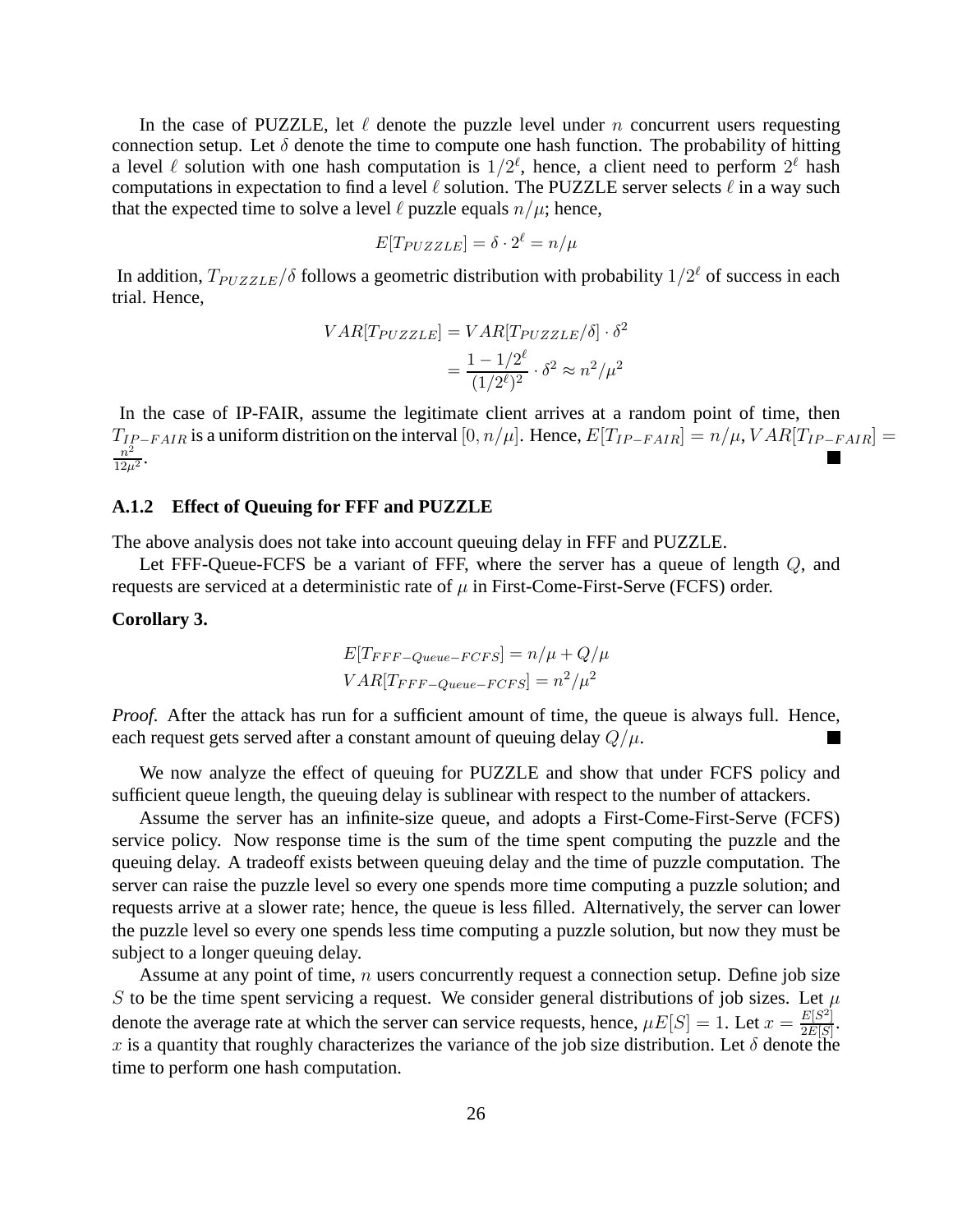In the case of PUZZLE, let $\ell$ denote the puzzle level under $n$ concurrent users requesting connection setup. Let $\delta$ denote the time to compute one hash function. The probability of hitting a level $\ell$ solution with one hash computation is $1/2^\ell$, hence, a client need to perform $2^\ell$ hash computations in expectation to find a level $\ell$ solution. The PUZZLE server selects $\ell$ in a way such that the expected time to solve a level $\ell$ puzzle equals $n/\mu$; hence,

$$E[T_{PUZZLE}] = \delta \cdot 2^\ell = n/\mu$$

In addition, $T_{PUZZLE}/\delta$ follows a geometric distribution with probability $1/2^\ell$ of success in each trial. Hence,

$$\begin{aligned} VAR[T_{PUZZLE}] &= VAR[T_{PUZZLE}/\delta] \cdot \delta^2 \\ &= \frac{1 - 1/2^\ell}{(1/2^\ell)^2} \cdot \delta^2 \approx n^2/\mu^2 \end{aligned}$$

In the case of IP-FAIR, assume the legitimate client arrives at a random point of time, then $T_{IP-FAIR}$ is a uniform distrition on the interval $[0, n/\mu]$. Hence, $E[T_{IP-FAIR}] = n/\mu$, $VAR[T_{IP-FAIR}] = \frac{n^2}{12\mu^2}$. ■

### A.1.2 Effect of Queuing for FFF and PUZZLE

The above analysis does not take into account queuing delay in FFF and PUZZLE.

Let FFF-Queue-FCFS be a variant of FFF, where the server has a queue of length $Q$, and requests are serviced at a deterministic rate of $\mu$ in First-Come-First-Serve (FCFS) order.

**Corollary 3.**

$$\begin{aligned} E[T_{FFF-Queue-FCFS}] &= n/\mu + Q/\mu \\ VAR[T_{FFF-Queue-FCFS}] &= n^2/\mu^2 \end{aligned}$$

*Proof.* After the attack has run for a sufficient amount of time, the queue is always full. Hence, each request gets served after a constant amount of queuing delay $Q/\mu$. ■

We now analyze the effect of queuing for PUZZLE and show that under FCFS policy and sufficient queue length, the queuing delay is sublinear with respect to the number of attackers.

Assume the server has an infinite-size queue, and adopts a First-Come-First-Serve (FCFS) service policy. Now response time is the sum of the time spent computing the puzzle and the queuing delay. A tradeoff exists between queuing delay and the time of puzzle computation. The server can raise the puzzle level so every one spends more time computing a puzzle solution; and requests arrive at a slower rate; hence, the queue is less filled. Alternatively, the server can lower the puzzle level so every one spends less time computing a puzzle solution, but now they must be subject to a longer queuing delay.

Assume at any point of time, $n$ users concurrently request a connection setup. Define job size $S$ to be the time spent servicing a request. We consider general distributions of job sizes. Let $\mu$ denote the average rate at which the server can service requests, hence, $\mu E[S] = 1$. Let $x = \frac{E[S^2]}{2E[S]}$. $x$ is a quantity that roughly characterizes the variance of the job size distribution. Let $\delta$ denote the time to perform one hash computation.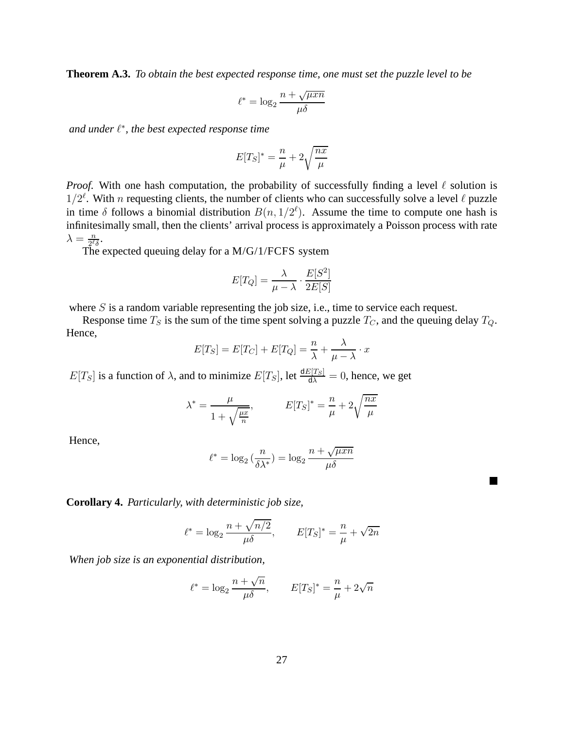**Theorem A.3.** *To obtain the best expected response time, one must set the puzzle level to be*

$$\ell^* = \log_2 \frac{n + \sqrt{\mu x n}}{\mu \delta}$$

*and under $\ell^*$, the best expected response time*

$$E[T_S]^* = \frac{n}{\mu} + 2\sqrt{\frac{nx}{\mu}}$$

*Proof.* With one hash computation, the probability of successfully finding a level $\ell$ solution is $1/2^\ell$. With $n$ requesting clients, the number of clients who can successfully solve a level $\ell$ puzzle in time $\delta$ follows a binomial distribution $B(n, 1/2^\ell)$. Assume the time to compute one hash is infinitesimally small, then the clients' arrival process is approximately a Poisson process with rate $\lambda = \frac{n}{2^\ell \delta}$.

The expected queuing delay for a M/G/1/FCFS system

$$E[T_Q] = \frac{\lambda}{\mu - \lambda} \cdot \frac{E[S^2]}{2E[S]}$$

where $S$ is a random variable representing the job size, i.e., time to service each request.

Response time $T_S$ is the sum of the time spent solving a puzzle $T_C$, and the queuing delay $T_Q$. Hence,

$$E[T_S] = E[T_C] + E[T_Q] = \frac{n}{\lambda} + \frac{\lambda}{\mu - \lambda} \cdot x$$

$E[T_S]$ is a function of $\lambda$, and to minimize $E[T_S]$, let $\frac{\mathsf{d}E[T_S]}{\mathsf{d}\lambda} = 0$, hence, we get

$$\lambda^* = \frac{\mu}{1 + \sqrt{\frac{\mu x}{n}}}, \qquad E[T_S]^* = \frac{n}{\mu} + 2\sqrt{\frac{nx}{\mu}}$$

Hence,

$$\ell^* = \log_2 (\frac{n}{\delta \lambda^*}) = \log_2 \frac{n + \sqrt{\mu x n}}{\mu \delta}$$

■

**Corollary 4.** *Particularly, with deterministic job size,*

$$\ell^* = \log_2 \frac{n + \sqrt{n/2}}{\mu \delta}, \qquad E[T_S]^* = \frac{n}{\mu} + \sqrt{2n}$$

*When job size is an exponential distribution,*

$$\ell^* = \log_2 \frac{n + \sqrt{n}}{\mu \delta}, \qquad E[T_S]^* = \frac{n}{\mu} + 2\sqrt{n}$$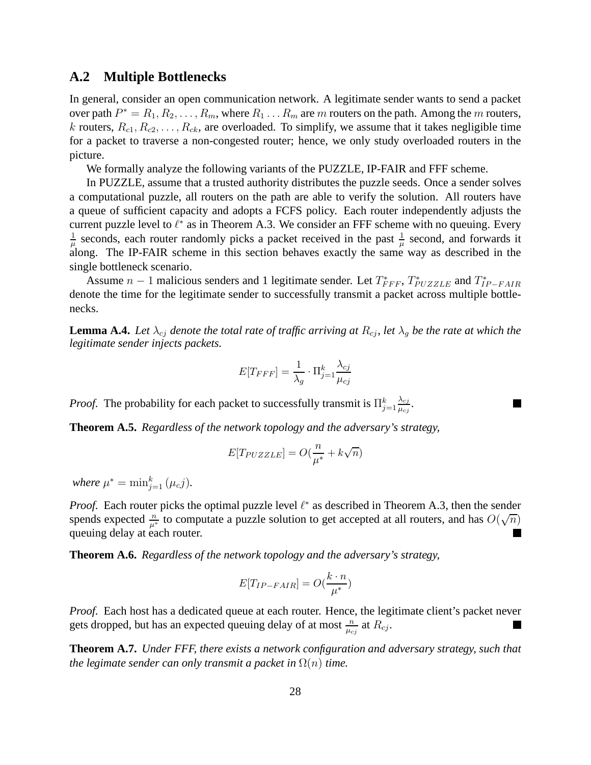## A.2 Multiple Bottlenecks

In general, consider an open communication network. A legitimate sender wants to send a packet over path $P^* = R_1, R_2, \ldots, R_m$, where $R_1 \ldots R_m$ are $m$ routers on the path. Among the $m$ routers, $k$ routers, $R_{c1}, R_{c2}, \ldots, R_{ck}$, are overloaded. To simplify, we assume that it takes negligible time for a packet to traverse a non-congested router; hence, we only study overloaded routers in the picture.

We formally analyze the following variants of the PUZZLE, IP-FAIR and FFF scheme.

In PUZZLE, assume that a trusted authority distributes the puzzle seeds. Once a sender solves a computational puzzle, all routers on the path are able to verify the solution. All routers have a queue of sufficient capacity and adopts a FCFS policy. Each router independently adjusts the current puzzle level to $\ell^*$ as in Theorem A.3. We consider an FFF scheme with no queuing. Every $\frac{1}{\mu}$ seconds, each router randomly picks a packet received in the past $\frac{1}{\mu}$ second, and forwards it along. The IP-FAIR scheme in this section behaves exactly the same way as described in the single bottleneck scenario.

Assume $n-1$ malicious senders and 1 legitimate sender. Let $T^*_{FFF}$, $T^*_{PUZZLE}$ and $T^*_{IP-FAIR}$ denote the time for the legitimate sender to successfully transmit a packet across multiple bottlenecks.

**Lemma A.4.** *Let $\lambda_{cj}$ denote the total rate of traffic arriving at $R_{cj}$, let $\lambda_g$ be the rate at which the legitimate sender injects packets.*

$$E[T_{FFF}] = \frac{1}{\lambda_g} \cdot \Pi_{j=1}^{k} \frac{\lambda_{cj}}{\mu_{cj}}$$

*Proof.* The probability for each packet to successfully transmit is $\Pi_{j=1}^{k} \frac{\lambda_{cj}}{\mu_{cj}}$. ∎

**Theorem A.5.** *Regardless of the network topology and the adversary's strategy,*

$$E[T_{PUZZLE}] = O(\frac{n}{\mu^*} + k\sqrt{n})$$

*where $\mu^* = \min_{j=1}^{k}(\mu_c j)$.*

*Proof.* Each router picks the optimal puzzle level $\ell^*$ as described in Theorem A.3, then the sender spends expected $\frac{n}{\mu^*}$ to computate a puzzle solution to get accepted at all routers, and has $O(\sqrt{n})$ queuing delay at each router. ∎

**Theorem A.6.** *Regardless of the network topology and the adversary's strategy,*

$$E[T_{IP-FAIR}] = O(\frac{k \cdot n}{\mu^*})$$

*Proof.* Each host has a dedicated queue at each router. Hence, the legitimate client's packet never gets dropped, but has an expected queuing delay of at most $\frac{n}{\mu_{cj}}$ at $R_{cj}$. ∎

**Theorem A.7.** *Under FFF, there exists a network configuration and adversary strategy, such that the legimate sender can only transmit a packet in $\Omega(n)$ time.*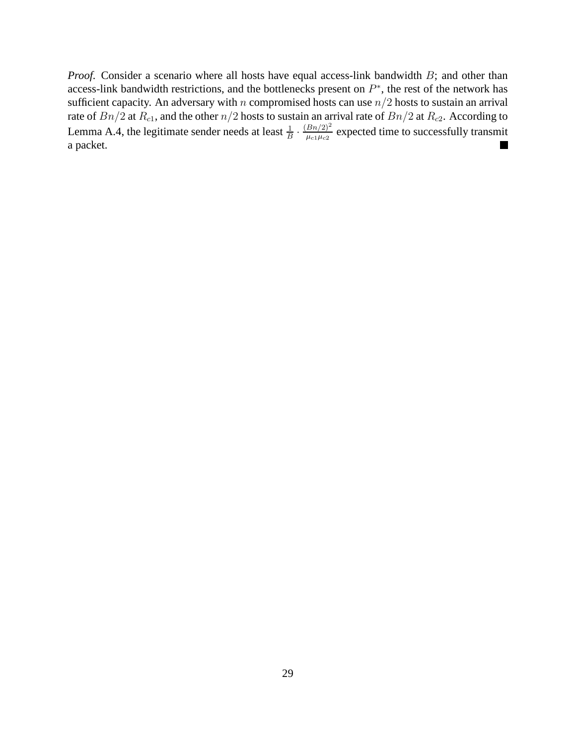*Proof.* Consider a scenario where all hosts have equal access-link bandwidth $B$; and other than access-link bandwidth restrictions, and the bottlenecks present on $P^*$, the rest of the network has sufficient capacity. An adversary with $n$ compromised hosts can use $n/2$ hosts to sustain an arrival rate of $Bn/2$ at $R_{c1}$, and the other $n/2$ hosts to sustain an arrival rate of $Bn/2$ at $R_{c2}$. According to Lemma A.4, the legitimate sender needs at least $\frac{1}{B} \cdot \frac{(Bn/2)^2}{\mu_{c1}\mu_{c2}}$ expected time to successfully transmit a packet. ∎